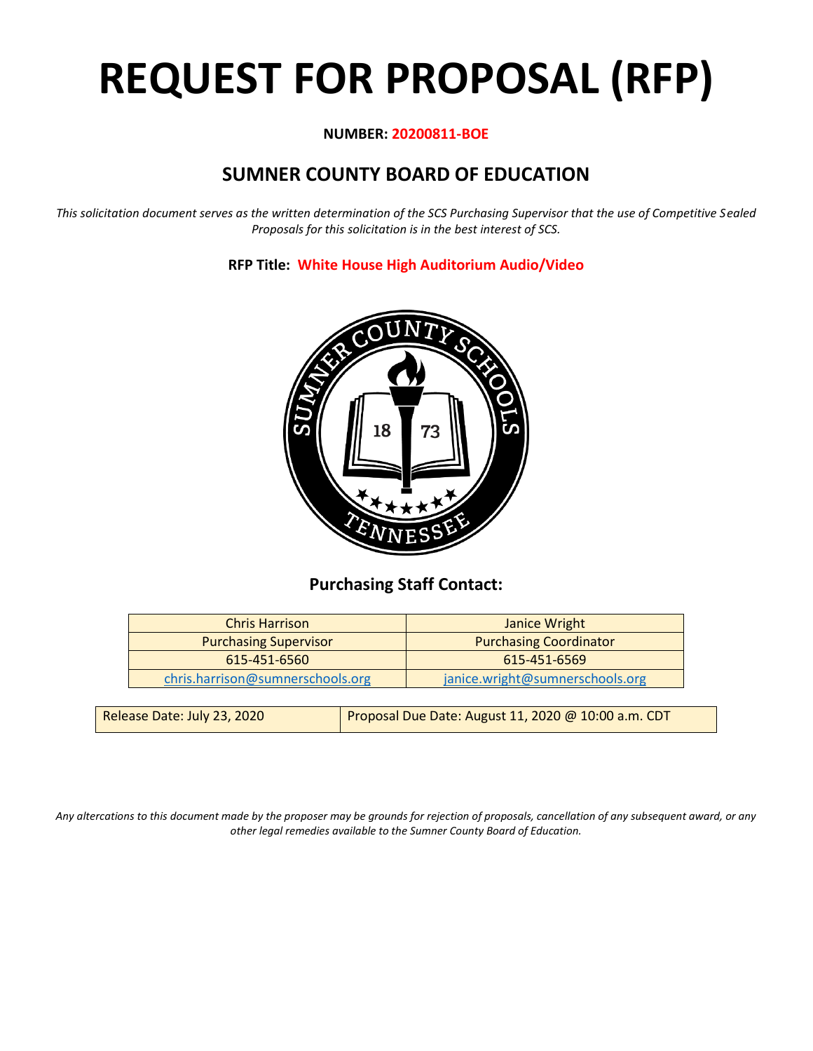# REQUEST FOR PROPOSAL (RFP)

**NUMBER: 20200811-BOE**

## SUMNER COUNTY BOARD OF EDUCATION

*This solicitation document serves as the written determination of the SCS Purchasing Supervisor that the use of Competitive Sealed Proposals for this solicitation is in the best interest of SCS.*

**RFP Title: White House High Auditorium Audio/Video**

**Purchasing Staff Contact:**

| Chris Harrison | Janice Wright |
|---|---|
| Purchasing Supervisor | Purchasing Coordinator |
| 615-451-6560 | 615-451-6569 |
| chris.harrison@sumnerschools.org | janice.wright@sumnerschools.org |

| Release Date: July 23, 2020 | Proposal Due Date: August 11, 2020 @ 10:00 a.m. CDT |
|---|---|

*Any altercations to this document made by the proposer may be grounds for rejection of proposals, cancellation of any subsequent award, or any other legal remedies available to the Sumner County Board of Education.*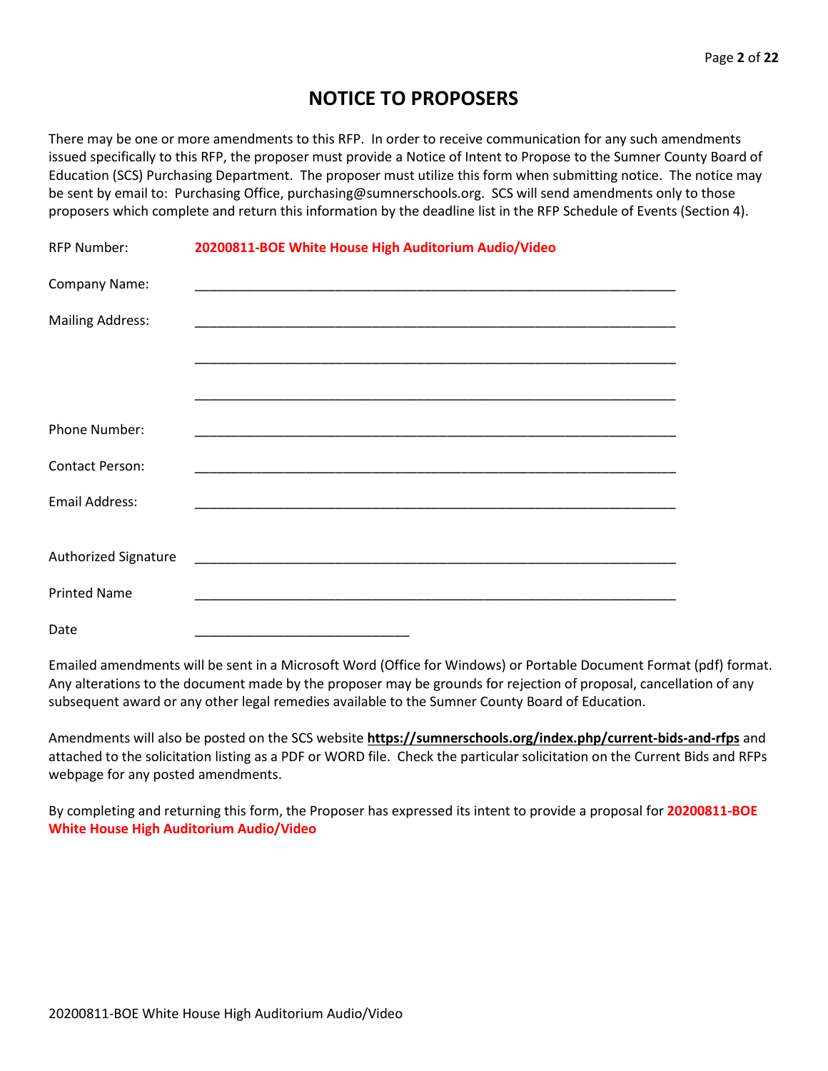# NOTICE TO PROPOSERS

There may be one or more amendments to this RFP. In order to receive communication for any such amendments issued specifically to this RFP, the proposer must provide a Notice of Intent to Propose to the Sumner County Board of Education (SCS) Purchasing Department. The proposer must utilize this form when submitting notice. The notice may be sent by email to: Purchasing Office, purchasing@sumnerschools.org. SCS will send amendments only to those proposers which complete and return this information by the deadline list in the RFP Schedule of Events (Section 4).

RFP Number: **20200811-BOE White House High Auditorium Audio/Video**

Company Name: ____________________________________________________________

Mailing Address: ____________________________________________________________

____________________________________________________________

____________________________________________________________

Phone Number: ____________________________________________________________

Contact Person: ____________________________________________________________

Email Address: ____________________________________________________________

Authorized Signature ____________________________________________________________

Printed Name ____________________________________________________________

Date ______________________________

Emailed amendments will be sent in a Microsoft Word (Office for Windows) or Portable Document Format (pdf) format. Any alterations to the document made by the proposer may be grounds for rejection of proposal, cancellation of any subsequent award or any other legal remedies available to the Sumner County Board of Education.

Amendments will also be posted on the SCS website **https://sumnerschools.org/index.php/current-bids-and-rfps** and attached to the solicitation listing as a PDF or WORD file. Check the particular solicitation on the Current Bids and RFPs webpage for any posted amendments.

By completing and returning this form, the Proposer has expressed its intent to provide a proposal for **20200811-BOE White House High Auditorium Audio/Video**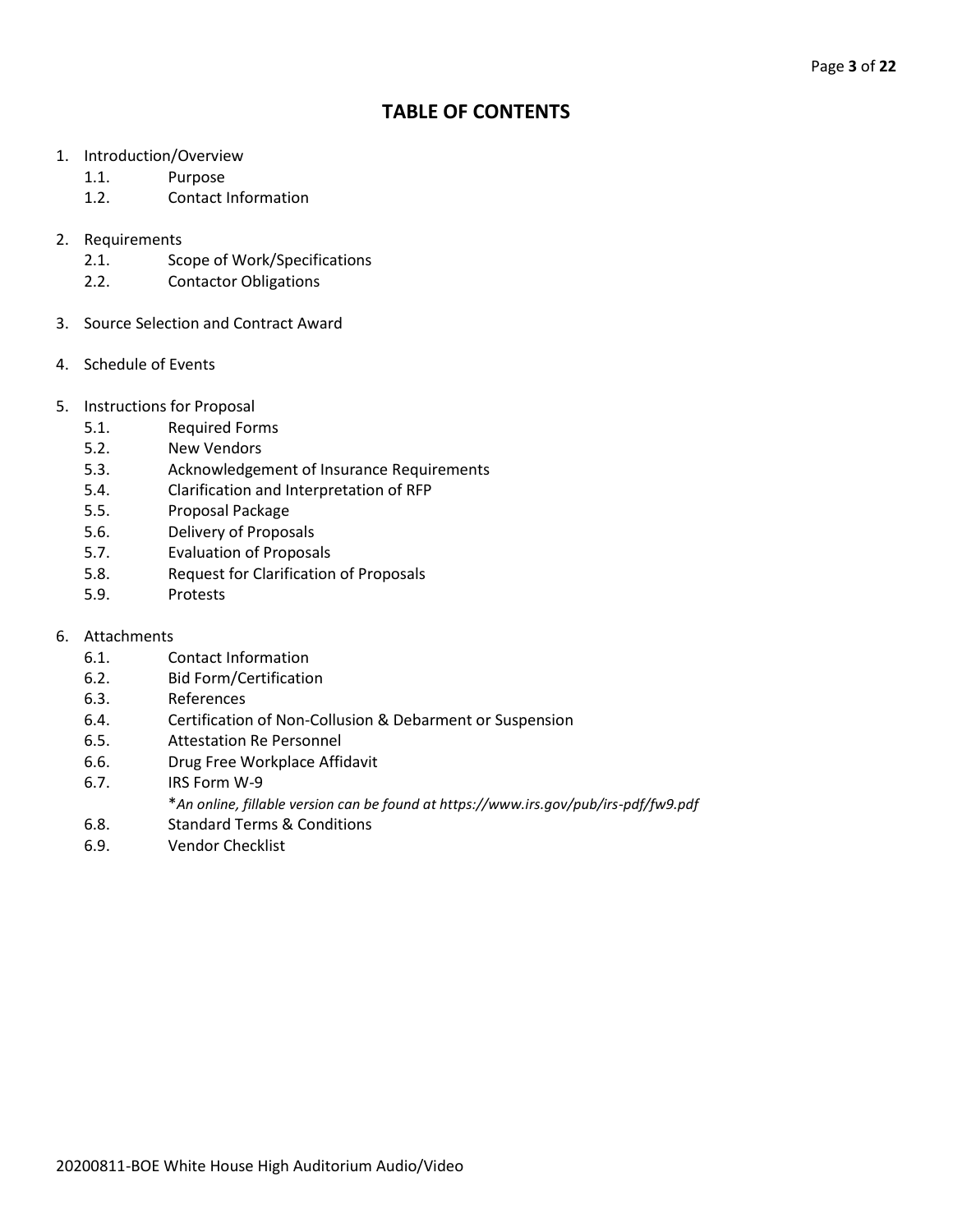# TABLE OF CONTENTS

1. Introduction/Overview
   - 1.1. Purpose
   - 1.2. Contact Information

2. Requirements
   - 2.1. Scope of Work/Specifications
   - 2.2. Contactor Obligations

3. Source Selection and Contract Award

4. Schedule of Events

5. Instructions for Proposal
   - 5.1. Required Forms
   - 5.2. New Vendors
   - 5.3. Acknowledgement of Insurance Requirements
   - 5.4. Clarification and Interpretation of RFP
   - 5.5. Proposal Package
   - 5.6. Delivery of Proposals
   - 5.7. Evaluation of Proposals
   - 5.8. Request for Clarification of Proposals
   - 5.9. Protests

6. Attachments
   - 6.1. Contact Information
   - 6.2. Bid Form/Certification
   - 6.3. References
   - 6.4. Certification of Non-Collusion & Debarment or Suspension
   - 6.5. Attestation Re Personnel
   - 6.6. Drug Free Workplace Affidavit
   - 6.7. IRS Form W-9
     *An online, fillable version can be found at https://www.irs.gov/pub/irs-pdf/fw9.pdf*
   - 6.8. Standard Terms & Conditions
   - 6.9. Vendor Checklist

20200811-BOE White House High Auditorium Audio/Video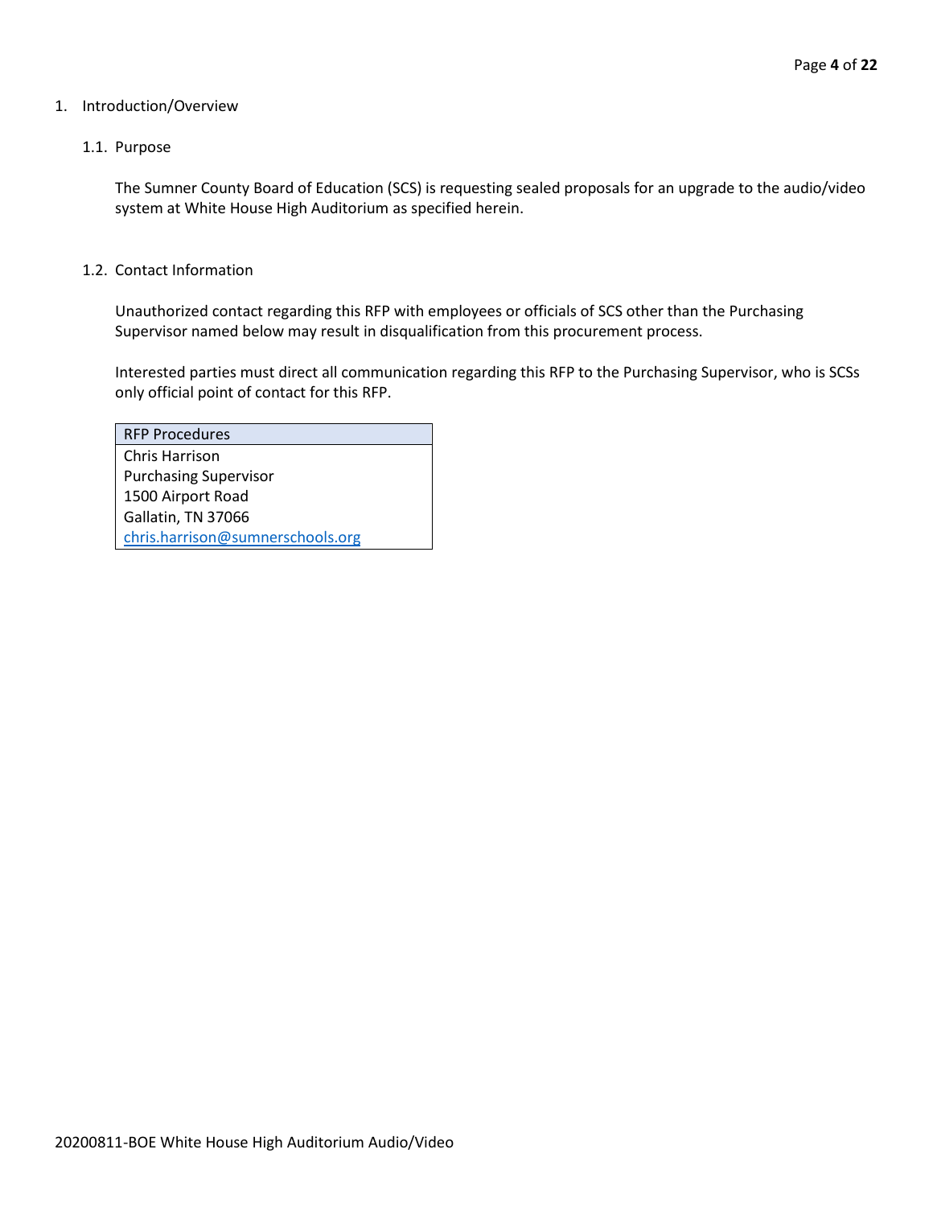# 1. Introduction/Overview

## 1.1. Purpose

The Sumner County Board of Education (SCS) is requesting sealed proposals for an upgrade to the audio/video system at White House High Auditorium as specified herein.

## 1.2. Contact Information

Unauthorized contact regarding this RFP with employees or officials of SCS other than the Purchasing Supervisor named below may result in disqualification from this procurement process.

Interested parties must direct all communication regarding this RFP to the Purchasing Supervisor, who is SCSs only official point of contact for this RFP.

| RFP Procedures |
| --- |
| Chris Harrison<br>Purchasing Supervisor<br>1500 Airport Road<br>Gallatin, TN 37066<br>chris.harrison@sumnerschools.org |

20200811-BOE White House High Auditorium Audio/Video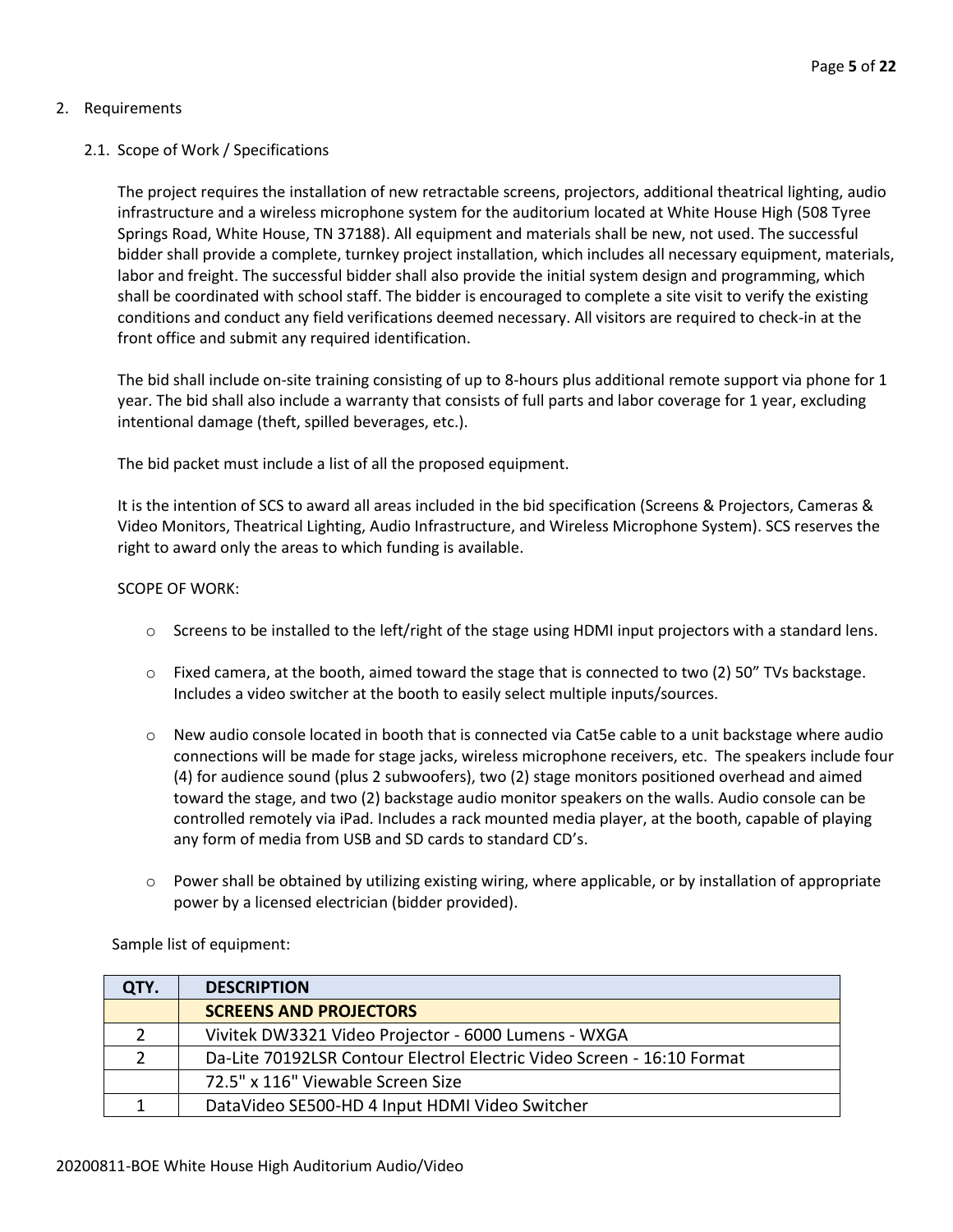## 2. Requirements

### 2.1. Scope of Work / Specifications

The project requires the installation of new retractable screens, projectors, additional theatrical lighting, audio infrastructure and a wireless microphone system for the auditorium located at White House High (508 Tyree Springs Road, White House, TN 37188). All equipment and materials shall be new, not used. The successful bidder shall provide a complete, turnkey project installation, which includes all necessary equipment, materials, labor and freight. The successful bidder shall also provide the initial system design and programming, which shall be coordinated with school staff. The bidder is encouraged to complete a site visit to verify the existing conditions and conduct any field verifications deemed necessary. All visitors are required to check-in at the front office and submit any required identification.

The bid shall include on-site training consisting of up to 8-hours plus additional remote support via phone for 1 year. The bid shall also include a warranty that consists of full parts and labor coverage for 1 year, excluding intentional damage (theft, spilled beverages, etc.).

The bid packet must include a list of all the proposed equipment.

It is the intention of SCS to award all areas included in the bid specification (Screens & Projectors, Cameras & Video Monitors, Theatrical Lighting, Audio Infrastructure, and Wireless Microphone System). SCS reserves the right to award only the areas to which funding is available.

SCOPE OF WORK:

- Screens to be installed to the left/right of the stage using HDMI input projectors with a standard lens.
- Fixed camera, at the booth, aimed toward the stage that is connected to two (2) 50" TVs backstage. Includes a video switcher at the booth to easily select multiple inputs/sources.
- New audio console located in booth that is connected via Cat5e cable to a unit backstage where audio connections will be made for stage jacks, wireless microphone receivers, etc. The speakers include four (4) for audience sound (plus 2 subwoofers), two (2) stage monitors positioned overhead and aimed toward the stage, and two (2) backstage audio monitor speakers on the walls. Audio console can be controlled remotely via iPad. Includes a rack mounted media player, at the booth, capable of playing any form of media from USB and SD cards to standard CD's.
- Power shall be obtained by utilizing existing wiring, where applicable, or by installation of appropriate power by a licensed electrician (bidder provided).

Sample list of equipment:

| QTY. | DESCRIPTION |
|---|---|
| | **SCREENS AND PROJECTORS** |
| 2 | Vivitek DW3321 Video Projector - 6000 Lumens - WXGA |
| 2 | Da-Lite 70192LSR Contour Electrol Electric Video Screen - 16:10 Format |
| | 72.5" x 116" Viewable Screen Size |
| 1 | DataVideo SE500-HD 4 Input HDMI Video Switcher |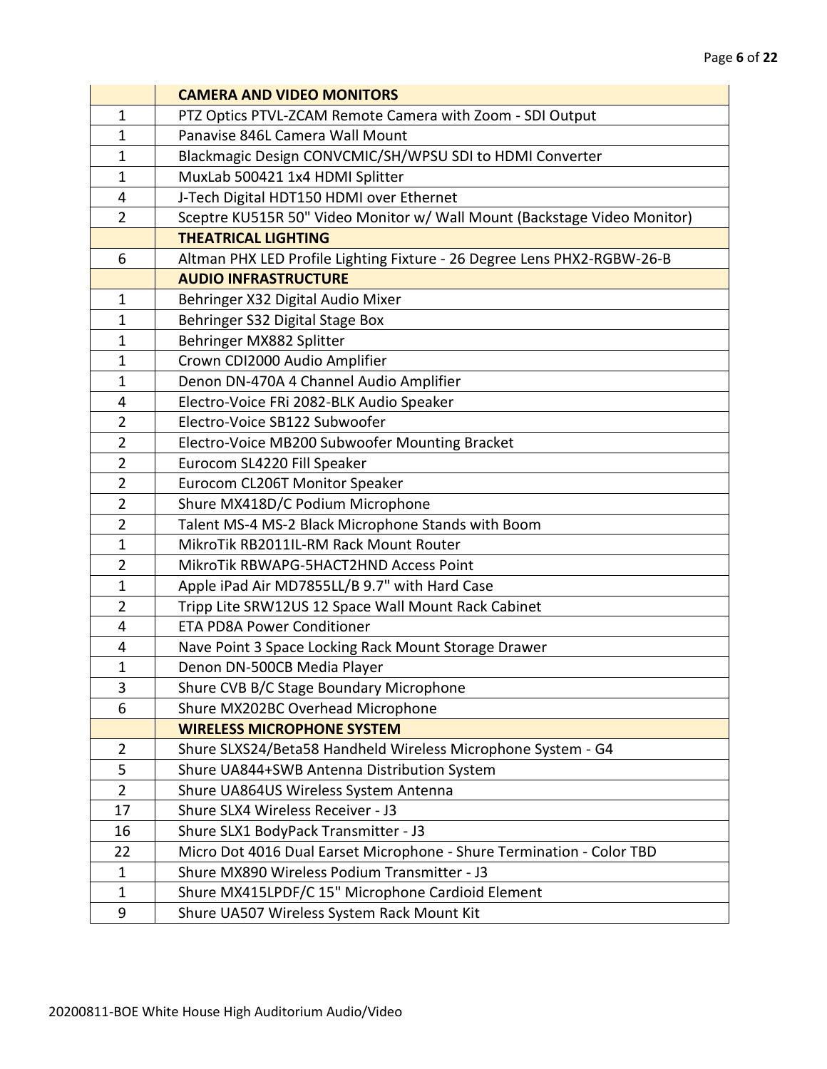| | |
|---|---|
| | **CAMERA AND VIDEO MONITORS** |
| 1 | PTZ Optics PTVL-ZCAM Remote Camera with Zoom - SDI Output |
| 1 | Panavise 846L Camera Wall Mount |
| 1 | Blackmagic Design CONVCMIC/SH/WPSU SDI to HDMI Converter |
| 1 | MuxLab 500421 1x4 HDMI Splitter |
| 4 | J-Tech Digital HDT150 HDMI over Ethernet |
| 2 | Sceptre KU515R 50" Video Monitor w/ Wall Mount (Backstage Video Monitor) |
| | **THEATRICAL LIGHTING** |
| 6 | Altman PHX LED Profile Lighting Fixture - 26 Degree Lens PHX2-RGBW-26-B |
| | **AUDIO INFRASTRUCTURE** |
| 1 | Behringer X32 Digital Audio Mixer |
| 1 | Behringer S32 Digital Stage Box |
| 1 | Behringer MX882 Splitter |
| 1 | Crown CDI2000 Audio Amplifier |
| 1 | Denon DN-470A 4 Channel Audio Amplifier |
| 4 | Electro-Voice FRi 2082-BLK Audio Speaker |
| 2 | Electro-Voice SB122 Subwoofer |
| 2 | Electro-Voice MB200 Subwoofer Mounting Bracket |
| 2 | Eurocom SL4220 Fill Speaker |
| 2 | Eurocom CL206T Monitor Speaker |
| 2 | Shure MX418D/C Podium Microphone |
| 2 | Talent MS-4 MS-2 Black Microphone Stands with Boom |
| 1 | MikroTik RB2011IL-RM Rack Mount Router |
| 2 | MikroTik RBWAPG-5HACT2HND Access Point |
| 1 | Apple iPad Air MD7855LL/B 9.7" with Hard Case |
| 2 | Tripp Lite SRW12US 12 Space Wall Mount Rack Cabinet |
| 4 | ETA PD8A Power Conditioner |
| 4 | Nave Point 3 Space Locking Rack Mount Storage Drawer |
| 1 | Denon DN-500CB Media Player |
| 3 | Shure CVB B/C Stage Boundary Microphone |
| 6 | Shure MX202BC Overhead Microphone |
| | **WIRELESS MICROPHONE SYSTEM** |
| 2 | Shure SLXS24/Beta58 Handheld Wireless Microphone System - G4 |
| 5 | Shure UA844+SWB Antenna Distribution System |
| 2 | Shure UA864US Wireless System Antenna |
| 17 | Shure SLX4 Wireless Receiver - J3 |
| 16 | Shure SLX1 BodyPack Transmitter - J3 |
| 22 | Micro Dot 4016 Dual Earset Microphone - Shure Termination - Color TBD |
| 1 | Shure MX890 Wireless Podium Transmitter - J3 |
| 1 | Shure MX415LPDF/C 15" Microphone Cardioid Element |
| 9 | Shure UA507 Wireless System Rack Mount Kit |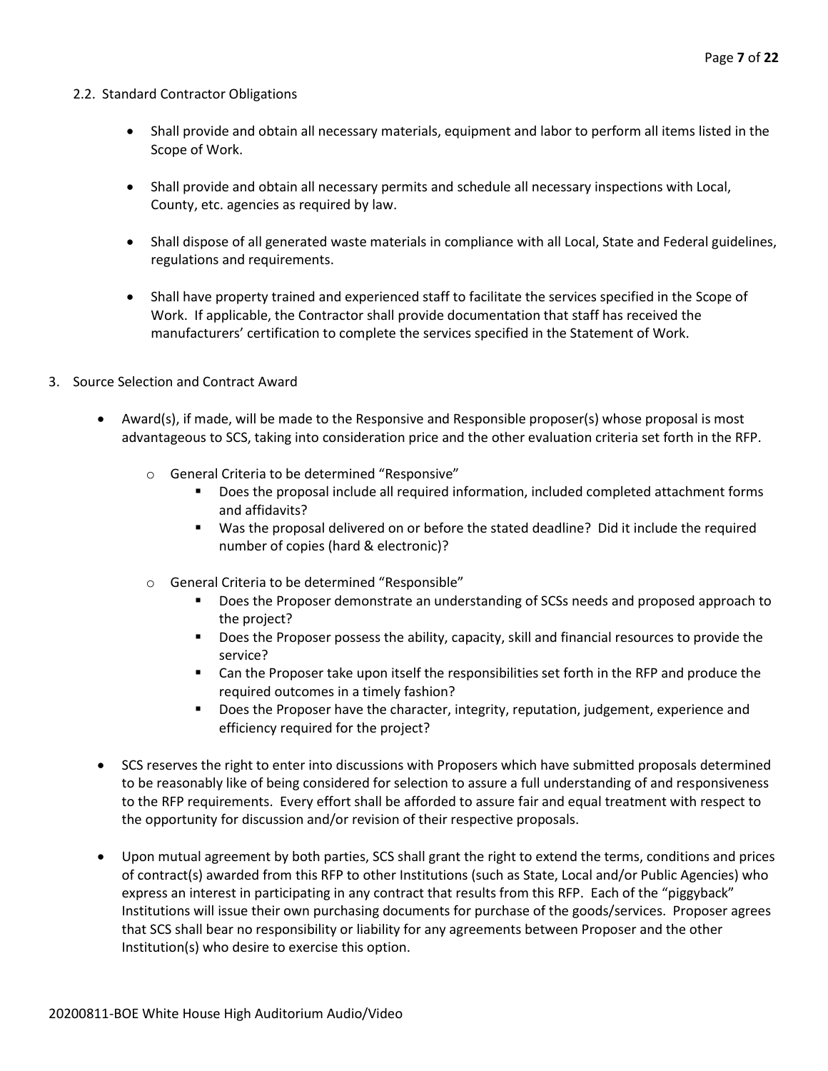2.2. Standard Contractor Obligations

- Shall provide and obtain all necessary materials, equipment and labor to perform all items listed in the Scope of Work.
- Shall provide and obtain all necessary permits and schedule all necessary inspections with Local, County, etc. agencies as required by law.
- Shall dispose of all generated waste materials in compliance with all Local, State and Federal guidelines, regulations and requirements.
- Shall have property trained and experienced staff to facilitate the services specified in the Scope of Work. If applicable, the Contractor shall provide documentation that staff has received the manufacturers' certification to complete the services specified in the Statement of Work.

3. Source Selection and Contract Award

- Award(s), if made, will be made to the Responsive and Responsible proposer(s) whose proposal is most advantageous to SCS, taking into consideration price and the other evaluation criteria set forth in the RFP.
    - General Criteria to be determined "Responsive"
        - Does the proposal include all required information, included completed attachment forms and affidavits?
        - Was the proposal delivered on or before the stated deadline? Did it include the required number of copies (hard & electronic)?
    - General Criteria to be determined "Responsible"
        - Does the Proposer demonstrate an understanding of SCSs needs and proposed approach to the project?
        - Does the Proposer possess the ability, capacity, skill and financial resources to provide the service?
        - Can the Proposer take upon itself the responsibilities set forth in the RFP and produce the required outcomes in a timely fashion?
        - Does the Proposer have the character, integrity, reputation, judgement, experience and efficiency required for the project?
- SCS reserves the right to enter into discussions with Proposers which have submitted proposals determined to be reasonably like of being considered for selection to assure a full understanding of and responsiveness to the RFP requirements. Every effort shall be afforded to assure fair and equal treatment with respect to the opportunity for discussion and/or revision of their respective proposals.
- Upon mutual agreement by both parties, SCS shall grant the right to extend the terms, conditions and prices of contract(s) awarded from this RFP to other Institutions (such as State, Local and/or Public Agencies) who express an interest in participating in any contract that results from this RFP. Each of the "piggyback" Institutions will issue their own purchasing documents for purchase of the goods/services. Proposer agrees that SCS shall bear no responsibility or liability for any agreements between Proposer and the other Institution(s) who desire to exercise this option.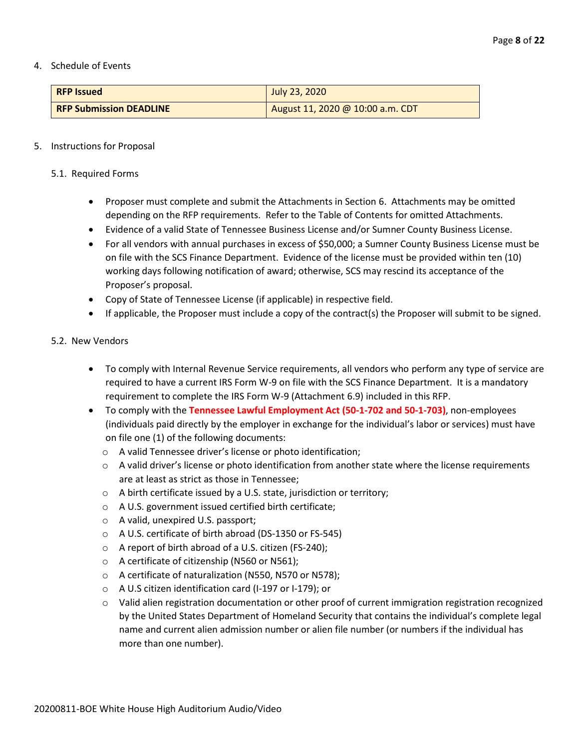4. Schedule of Events

| **RFP Issued** | July 23, 2020 |
|---|---|
| **RFP Submission DEADLINE** | August 11, 2020 @ 10:00 a.m. CDT |

5. Instructions for Proposal

5.1. Required Forms

- Proposer must complete and submit the Attachments in Section 6. Attachments may be omitted depending on the RFP requirements. Refer to the Table of Contents for omitted Attachments.
- Evidence of a valid State of Tennessee Business License and/or Sumner County Business License.
- For all vendors with annual purchases in excess of $50,000; a Sumner County Business License must be on file with the SCS Finance Department. Evidence of the license must be provided within ten (10) working days following notification of award; otherwise, SCS may rescind its acceptance of the Proposer's proposal.
- Copy of State of Tennessee License (if applicable) in respective field.
- If applicable, the Proposer must include a copy of the contract(s) the Proposer will submit to be signed.

5.2. New Vendors

- To comply with Internal Revenue Service requirements, all vendors who perform any type of service are required to have a current IRS Form W-9 on file with the SCS Finance Department. It is a mandatory requirement to complete the IRS Form W-9 (Attachment 6.9) included in this RFP.
- To comply with the **Tennessee Lawful Employment Act (50-1-702 and 50-1-703)**, non-employees (individuals paid directly by the employer in exchange for the individual's labor or services) must have on file one (1) of the following documents:
  - A valid Tennessee driver's license or photo identification;
  - A valid driver's license or photo identification from another state where the license requirements are at least as strict as those in Tennessee;
  - A birth certificate issued by a U.S. state, jurisdiction or territory;
  - A U.S. government issued certified birth certificate;
  - A valid, unexpired U.S. passport;
  - A U.S. certificate of birth abroad (DS-1350 or FS-545)
  - A report of birth abroad of a U.S. citizen (FS-240);
  - A certificate of citizenship (N560 or N561);
  - A certificate of naturalization (N550, N570 or N578);
  - A U.S citizen identification card (I-197 or I-179); or
  - Valid alien registration documentation or other proof of current immigration registration recognized by the United States Department of Homeland Security that contains the individual's complete legal name and current alien admission number or alien file number (or numbers if the individual has more than one number).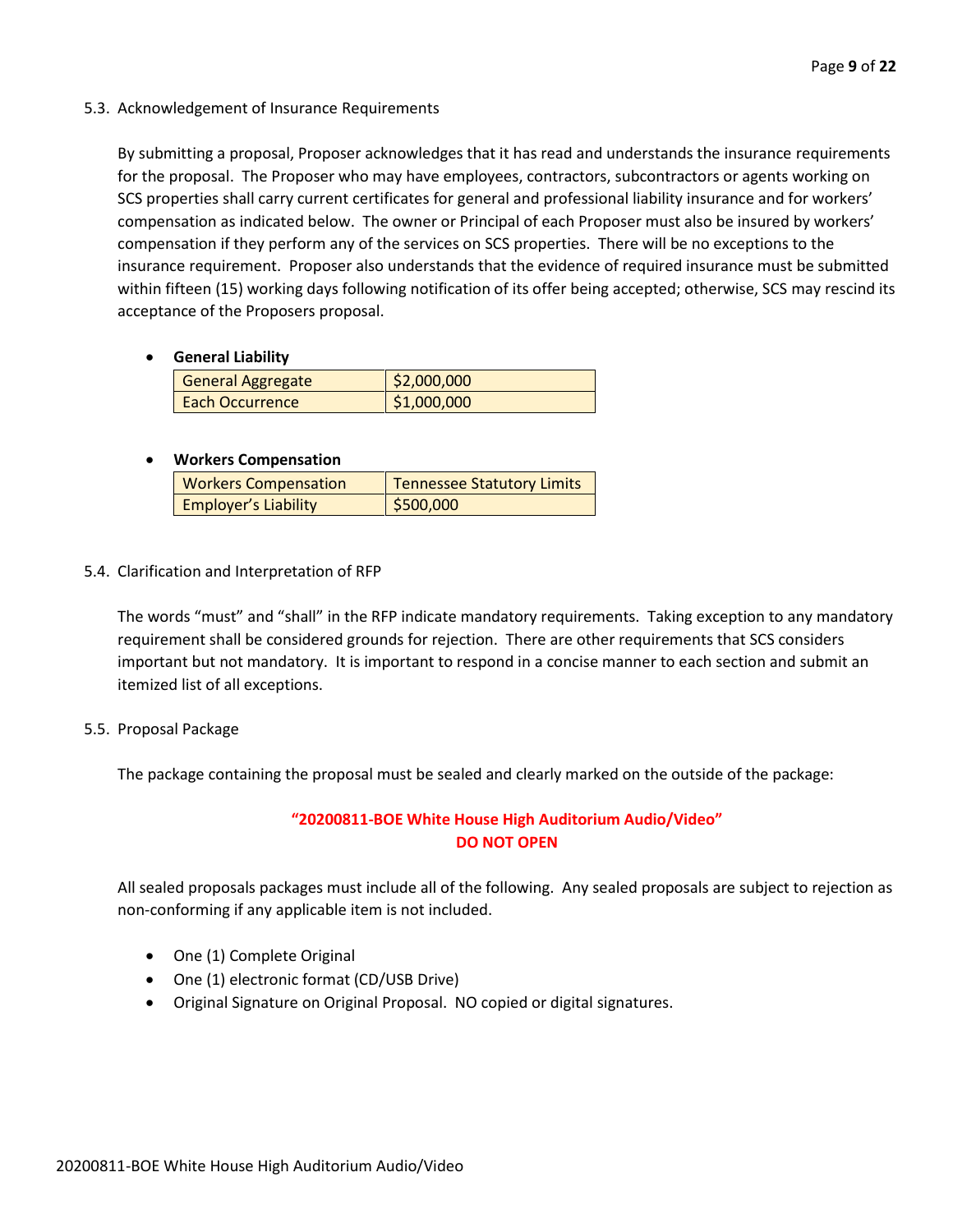5.3. Acknowledgement of Insurance Requirements

By submitting a proposal, Proposer acknowledges that it has read and understands the insurance requirements for the proposal. The Proposer who may have employees, contractors, subcontractors or agents working on SCS properties shall carry current certificates for general and professional liability insurance and for workers' compensation as indicated below. The owner or Principal of each Proposer must also be insured by workers' compensation if they perform any of the services on SCS properties. There will be no exceptions to the insurance requirement. Proposer also understands that the evidence of required insurance must be submitted within fifteen (15) working days following notification of its offer being accepted; otherwise, SCS may rescind its acceptance of the Proposers proposal.

- **General Liability**

| General Aggregate | $2,000,000 |
|---|---|
| Each Occurrence | $1,000,000 |

- **Workers Compensation**

| Workers Compensation | Tennessee Statutory Limits |
|---|---|
| Employer's Liability | $500,000 |

5.4. Clarification and Interpretation of RFP

The words "must" and "shall" in the RFP indicate mandatory requirements. Taking exception to any mandatory requirement shall be considered grounds for rejection. There are other requirements that SCS considers important but not mandatory. It is important to respond in a concise manner to each section and submit an itemized list of all exceptions.

5.5. Proposal Package

The package containing the proposal must be sealed and clearly marked on the outside of the package:

**"20200811-BOE White House High Auditorium Audio/Video"**
**DO NOT OPEN**

All sealed proposals packages must include all of the following. Any sealed proposals are subject to rejection as non-conforming if any applicable item is not included.

- One (1) Complete Original
- One (1) electronic format (CD/USB Drive)
- Original Signature on Original Proposal. NO copied or digital signatures.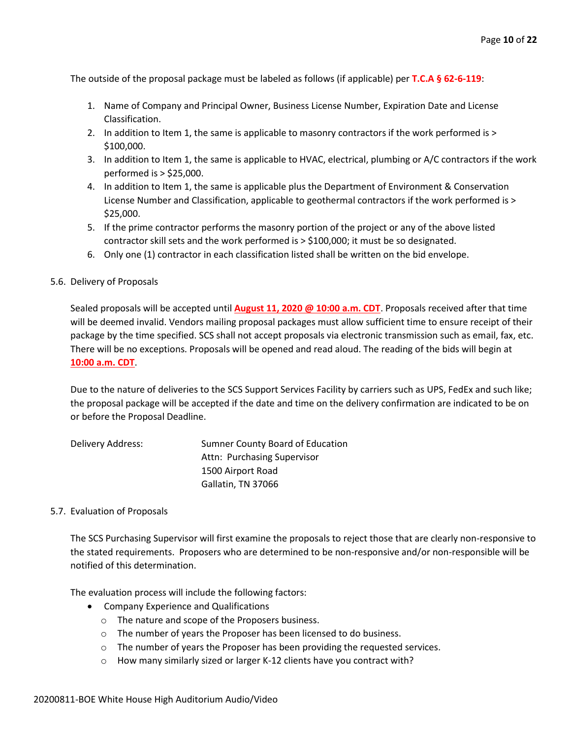The outside of the proposal package must be labeled as follows (if applicable) per **T.C.A § 62-6-119**:

1. Name of Company and Principal Owner, Business License Number, Expiration Date and License Classification.
2. In addition to Item 1, the same is applicable to masonry contractors if the work performed is > $100,000.
3. In addition to Item 1, the same is applicable to HVAC, electrical, plumbing or A/C contractors if the work performed is > $25,000.
4. In addition to Item 1, the same is applicable plus the Department of Environment & Conservation License Number and Classification, applicable to geothermal contractors if the work performed is > $25,000.
5. If the prime contractor performs the masonry portion of the project or any of the above listed contractor skill sets and the work performed is > $100,000; it must be so designated.
6. Only one (1) contractor in each classification listed shall be written on the bid envelope.

5.6. Delivery of Proposals

Sealed proposals will be accepted until **August 11, 2020 @ 10:00 a.m. CDT**. Proposals received after that time will be deemed invalid. Vendors mailing proposal packages must allow sufficient time to ensure receipt of their package by the time specified. SCS shall not accept proposals via electronic transmission such as email, fax, etc. There will be no exceptions. Proposals will be opened and read aloud. The reading of the bids will begin at **10:00 a.m. CDT**.

Due to the nature of deliveries to the SCS Support Services Facility by carriers such as UPS, FedEx and such like; the proposal package will be accepted if the date and time on the delivery confirmation are indicated to be on or before the Proposal Deadline.

Delivery Address: Sumner County Board of Education
Attn: Purchasing Supervisor
1500 Airport Road
Gallatin, TN 37066

5.7. Evaluation of Proposals

The SCS Purchasing Supervisor will first examine the proposals to reject those that are clearly non-responsive to the stated requirements. Proposers who are determined to be non-responsive and/or non-responsible will be notified of this determination.

The evaluation process will include the following factors:

- Company Experience and Qualifications
  - The nature and scope of the Proposers business.
  - The number of years the Proposer has been licensed to do business.
  - The number of years the Proposer has been providing the requested services.
  - How many similarly sized or larger K-12 clients have you contract with?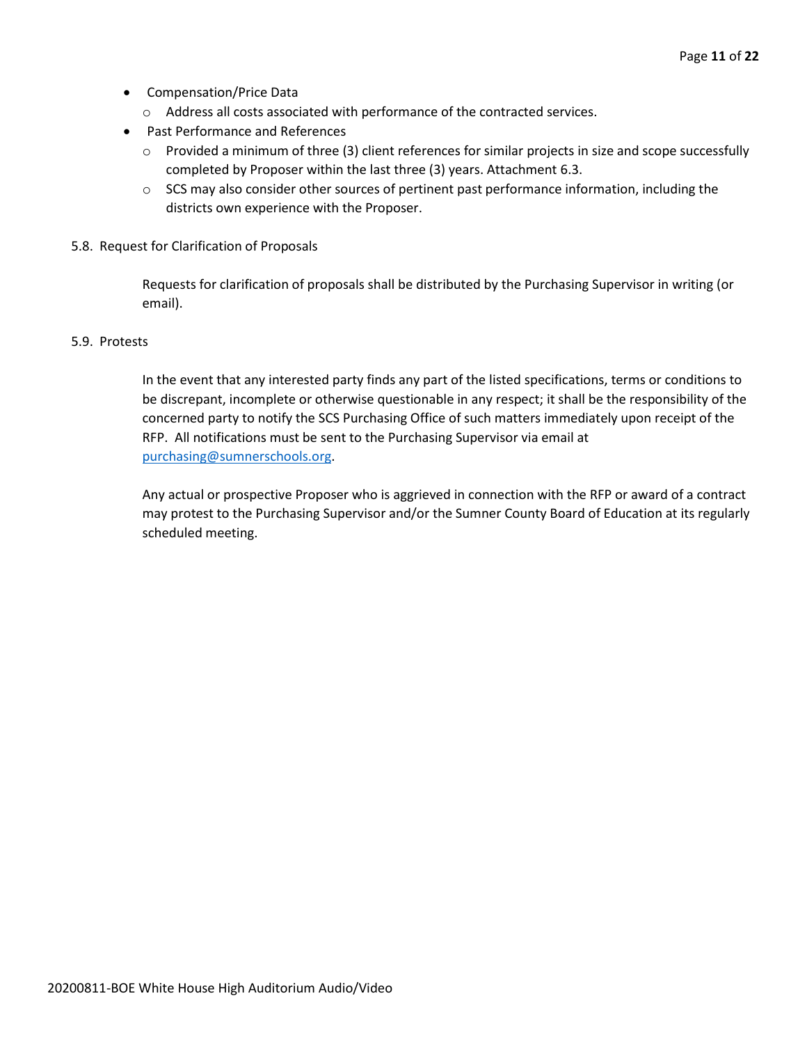- Compensation/Price Data
  - Address all costs associated with performance of the contracted services.
- Past Performance and References
  - Provided a minimum of three (3) client references for similar projects in size and scope successfully completed by Proposer within the last three (3) years. Attachment 6.3.
  - SCS may also consider other sources of pertinent past performance information, including the districts own experience with the Proposer.

5.8. Request for Clarification of Proposals

Requests for clarification of proposals shall be distributed by the Purchasing Supervisor in writing (or email).

5.9. Protests

In the event that any interested party finds any part of the listed specifications, terms or conditions to be discrepant, incomplete or otherwise questionable in any respect; it shall be the responsibility of the concerned party to notify the SCS Purchasing Office of such matters immediately upon receipt of the RFP. All notifications must be sent to the Purchasing Supervisor via email at purchasing@sumnerschools.org.

Any actual or prospective Proposer who is aggrieved in connection with the RFP or award of a contract may protest to the Purchasing Supervisor and/or the Sumner County Board of Education at its regularly scheduled meeting.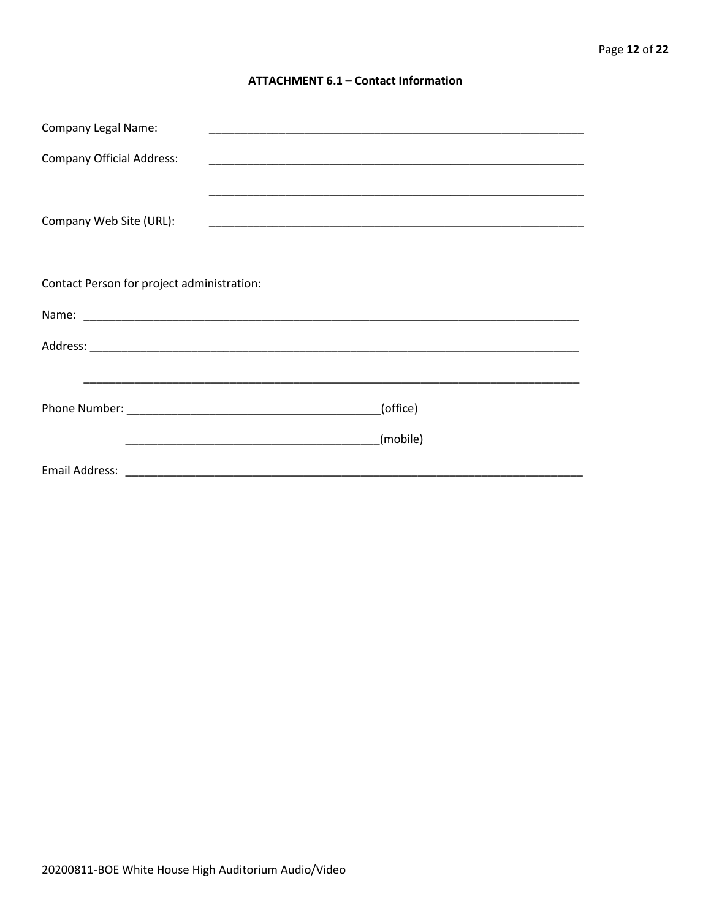## ATTACHMENT 6.1 – Contact Information

Company Legal Name: ____________________________________________________________

Company Official Address: ____________________________________________________________

____________________________________________________________

Company Web Site (URL): ____________________________________________________________

Contact Person for project administration:

Name: ________________________________________________________________________________

Address: ______________________________________________________________________________

______________________________________________________________________________

Phone Number: ________________________________________(office)

________________________________________(mobile)

Email Address: ___________________________________________________________________________

20200811-BOE White House High Auditorium Audio/Video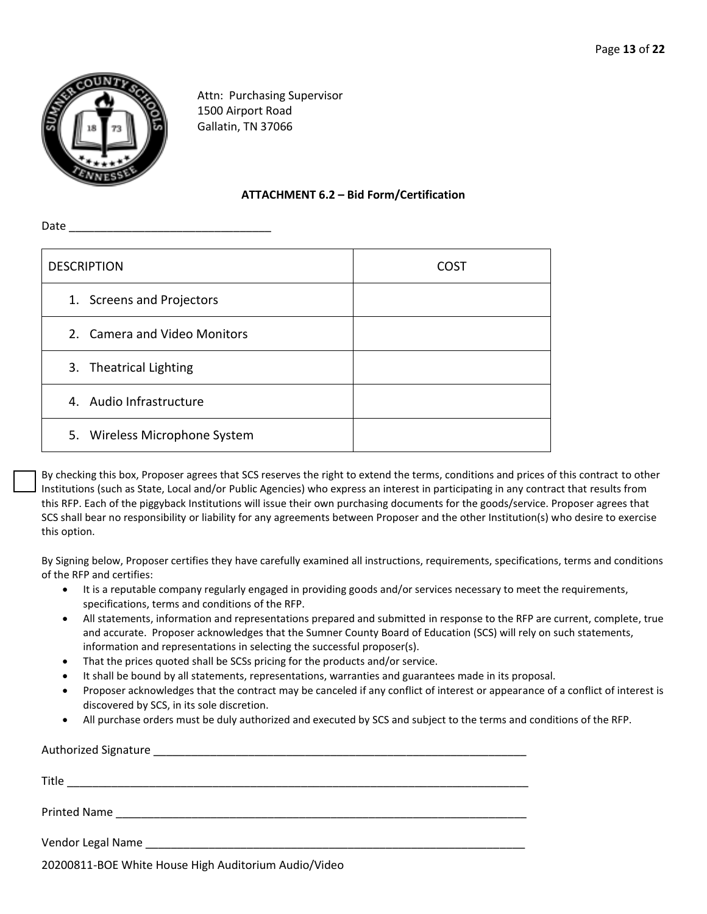Attn: Purchasing Supervisor
1500 Airport Road
Gallatin, TN 37066

**ATTACHMENT 6.2 – Bid Form/Certification**

Date ________________________________

| DESCRIPTION | COST |
|---|---|
| 1. Screens and Projectors | |
| 2. Camera and Video Monitors | |
| 3. Theatrical Lighting | |
| 4. Audio Infrastructure | |
| 5. Wireless Microphone System | |

☐ By checking this box, Proposer agrees that SCS reserves the right to extend the terms, conditions and prices of this contract to other Institutions (such as State, Local and/or Public Agencies) who express an interest in participating in any contract that results from this RFP. Each of the piggyback Institutions will issue their own purchasing documents for the goods/service. Proposer agrees that SCS shall bear no responsibility or liability for any agreements between Proposer and the other Institution(s) who desire to exercise this option.

By Signing below, Proposer certifies they have carefully examined all instructions, requirements, specifications, terms and conditions of the RFP and certifies:

- It is a reputable company regularly engaged in providing goods and/or services necessary to meet the requirements, specifications, terms and conditions of the RFP.
- All statements, information and representations prepared and submitted in response to the RFP are current, complete, true and accurate. Proposer acknowledges that the Sumner County Board of Education (SCS) will rely on such statements, information and representations in selecting the successful proposer(s).
- That the prices quoted shall be SCSs pricing for the products and/or service.
- It shall be bound by all statements, representations, warranties and guarantees made in its proposal.
- Proposer acknowledges that the contract may be canceled if any conflict of interest or appearance of a conflict of interest is discovered by SCS, in its sole discretion.
- All purchase orders must be duly authorized and executed by SCS and subject to the terms and conditions of the RFP.

Authorized Signature ______________________________________________________________

Title ___________________________________________________________________________

Printed Name ____________________________________________________________________

Vendor Legal Name _______________________________________________________________

20200811-BOE White House High Auditorium Audio/Video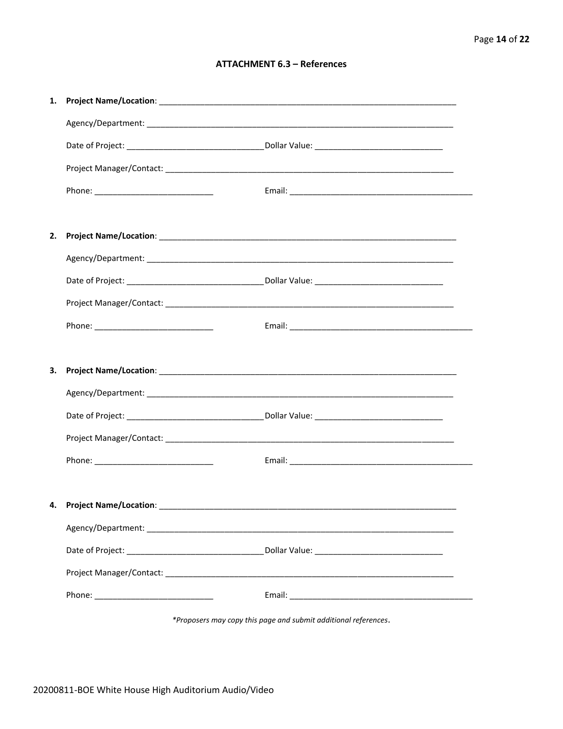## ATTACHMENT 6.3 – References

1. **Project Name/Location**: ______________________________________________________________

   Agency/Department: ______________________________________________________________

   Date of Project: ___________________________ Dollar Value: ___________________________

   Project Manager/Contact: ______________________________________________________________

   Phone: ___________________________ Email: _______________________________________

2. **Project Name/Location**: ______________________________________________________________

   Agency/Department: ______________________________________________________________

   Date of Project: ___________________________ Dollar Value: ___________________________

   Project Manager/Contact: ______________________________________________________________

   Phone: ___________________________ Email: _______________________________________

3. **Project Name/Location**: ______________________________________________________________

   Agency/Department: ______________________________________________________________

   Date of Project: ___________________________ Dollar Value: ___________________________

   Project Manager/Contact: ______________________________________________________________

   Phone: ___________________________ Email: _______________________________________

4. **Project Name/Location**: ______________________________________________________________

   Agency/Department: ______________________________________________________________

   Date of Project: ___________________________ Dollar Value: ___________________________

   Project Manager/Contact: ______________________________________________________________

   Phone: ___________________________ Email: _______________________________________

*\*Proposers may copy this page and submit additional references.*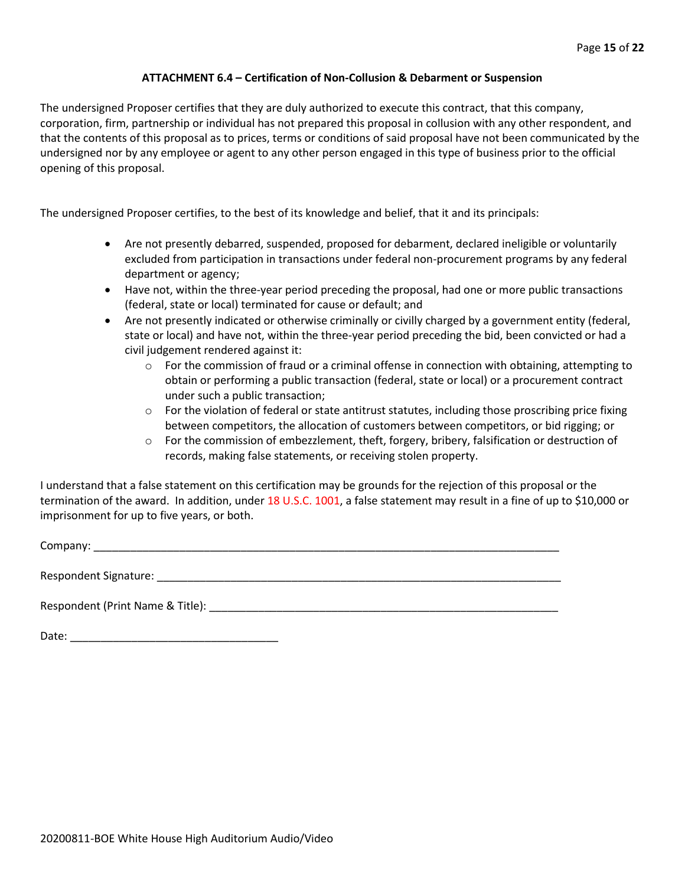### ATTACHMENT 6.4 – Certification of Non-Collusion & Debarment or Suspension

The undersigned Proposer certifies that they are duly authorized to execute this contract, that this company, corporation, firm, partnership or individual has not prepared this proposal in collusion with any other respondent, and that the contents of this proposal as to prices, terms or conditions of said proposal have not been communicated by the undersigned nor by any employee or agent to any other person engaged in this type of business prior to the official opening of this proposal.

The undersigned Proposer certifies, to the best of its knowledge and belief, that it and its principals:

- Are not presently debarred, suspended, proposed for debarment, declared ineligible or voluntarily excluded from participation in transactions under federal non-procurement programs by any federal department or agency;
- Have not, within the three-year period preceding the proposal, had one or more public transactions (federal, state or local) terminated for cause or default; and
- Are not presently indicated or otherwise criminally or civilly charged by a government entity (federal, state or local) and have not, within the three-year period preceding the bid, been convicted or had a civil judgement rendered against it:
  - For the commission of fraud or a criminal offense in connection with obtaining, attempting to obtain or performing a public transaction (federal, state or local) or a procurement contract under such a public transaction;
  - For the violation of federal or state antitrust statutes, including those proscribing price fixing between competitors, the allocation of customers between competitors, or bid rigging; or
  - For the commission of embezzlement, theft, forgery, bribery, falsification or destruction of records, making false statements, or receiving stolen property.

I understand that a false statement on this certification may be grounds for the rejection of this proposal or the termination of the award. In addition, under 18 U.S.C. 1001, a false statement may result in a fine of up to $10,000 or imprisonment for up to five years, or both.

Company: ______________________________________________________________________________

Respondent Signature: ____________________________________________________________________

Respondent (Print Name & Title): __________________________________________________________

Date: __________________________________

20200811-BOE White House High Auditorium Audio/Video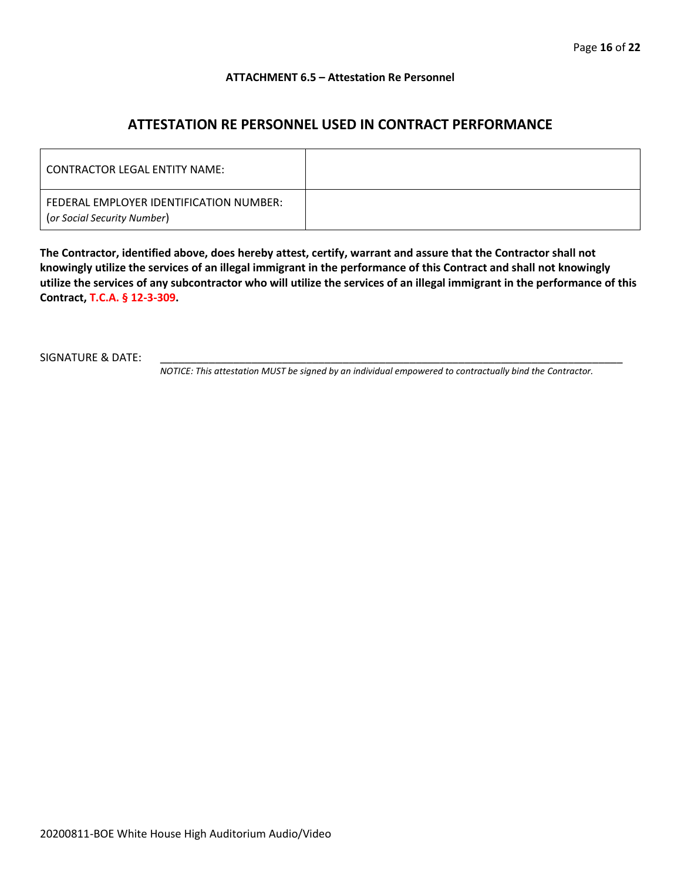**ATTACHMENT 6.5 – Attestation Re Personnel**

## ATTESTATION RE PERSONNEL USED IN CONTRACT PERFORMANCE

| | |
|---|---|
| CONTRACTOR LEGAL ENTITY NAME: | |
| FEDERAL EMPLOYER IDENTIFICATION NUMBER: (*or Social Security Number*) | |

**The Contractor, identified above, does hereby attest, certify, warrant and assure that the Contractor shall not knowingly utilize the services of an illegal immigrant in the performance of this Contract and shall not knowingly utilize the services of any subcontractor who will utilize the services of an illegal immigrant in the performance of this Contract, T.C.A. § 12-3-309.**

SIGNATURE & DATE: ______________________________________________________________________________

*NOTICE: This attestation MUST be signed by an individual empowered to contractually bind the Contractor.*

20200811-BOE White House High Auditorium Audio/Video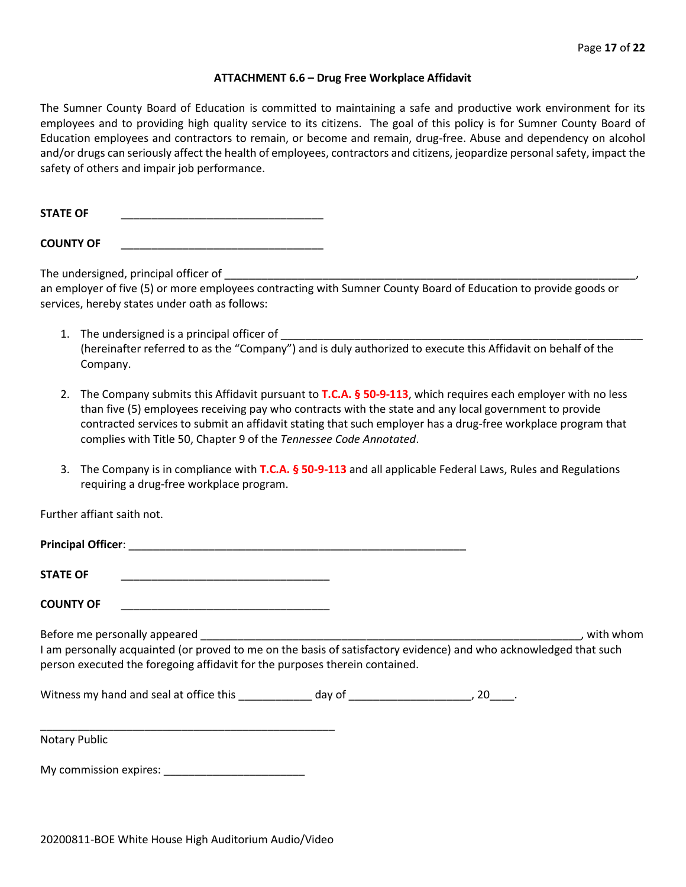## ATTACHMENT 6.6 – Drug Free Workplace Affidavit

The Sumner County Board of Education is committed to maintaining a safe and productive work environment for its employees and to providing high quality service to its citizens. The goal of this policy is for Sumner County Board of Education employees and contractors to remain, or become and remain, drug-free. Abuse and dependency on alcohol and/or drugs can seriously affect the health of employees, contractors and citizens, jeopardize personal safety, impact the safety of others and impair job performance.

**STATE OF** \_\_\_\_\_\_\_\_\_\_\_\_\_\_\_\_\_\_\_\_\_\_\_\_\_\_\_\_\_\_\_\_\_

**COUNTY OF** \_\_\_\_\_\_\_\_\_\_\_\_\_\_\_\_\_\_\_\_\_\_\_\_\_\_\_\_\_\_\_\_\_

The undersigned, principal officer of \_\_\_\_\_\_\_\_\_\_\_\_\_\_\_\_\_\_\_\_\_\_\_\_\_\_\_\_\_\_\_\_\_\_\_\_\_\_\_\_\_\_\_\_\_\_\_\_\_\_\_\_\_\_\_\_\_\_\_\_\_\_\_\_\_\_\_\_, an employer of five (5) or more employees contracting with Sumner County Board of Education to provide goods or services, hereby states under oath as follows:

1. The undersigned is a principal officer of \_\_\_\_\_\_\_\_\_\_\_\_\_\_\_\_\_\_\_\_\_\_\_\_\_\_\_\_\_\_\_\_\_\_\_\_\_\_\_\_\_\_\_\_\_\_\_\_\_\_\_\_\_\_\_\_\_\_\_ (hereinafter referred to as the "Company") and is duly authorized to execute this Affidavit on behalf of the Company.

2. The Company submits this Affidavit pursuant to **T.C.A. § 50-9-113**, which requires each employer with no less than five (5) employees receiving pay who contracts with the state and any local government to provide contracted services to submit an affidavit stating that such employer has a drug-free workplace program that complies with Title 50, Chapter 9 of the *Tennessee Code Annotated*.

3. The Company is in compliance with **T.C.A. § 50-9-113** and all applicable Federal Laws, Rules and Regulations requiring a drug-free workplace program.

Further affiant saith not.

**Principal Officer**: \_\_\_\_\_\_\_\_\_\_\_\_\_\_\_\_\_\_\_\_\_\_\_\_\_\_\_\_\_\_\_\_\_\_\_\_\_\_\_\_\_\_\_\_\_\_\_\_\_\_\_\_\_

**STATE OF** \_\_\_\_\_\_\_\_\_\_\_\_\_\_\_\_\_\_\_\_\_\_\_\_\_\_\_\_\_\_\_\_\_\_

**COUNTY OF** \_\_\_\_\_\_\_\_\_\_\_\_\_\_\_\_\_\_\_\_\_\_\_\_\_\_\_\_\_\_\_\_\_\_

Before me personally appeared \_\_\_\_\_\_\_\_\_\_\_\_\_\_\_\_\_\_\_\_\_\_\_\_\_\_\_\_\_\_\_\_\_\_\_\_\_\_\_\_\_\_\_\_\_\_\_\_\_\_\_\_\_\_\_\_\_\_\_\_\_, with whom I am personally acquainted (or proved to me on the basis of satisfactory evidence) and who acknowledged that such person executed the foregoing affidavit for the purposes therein contained.

Witness my hand and seal at office this \_\_\_\_\_\_\_\_\_\_\_\_ day of \_\_\_\_\_\_\_\_\_\_\_\_\_\_\_\_\_\_\_\_, 20\_\_\_\_.

\_\_\_\_\_\_\_\_\_\_\_\_\_\_\_\_\_\_\_\_\_\_\_\_\_\_\_\_\_\_\_\_\_\_\_\_\_\_\_\_\_\_\_\_\_\_\_\_

Notary Public

My commission expires: \_\_\_\_\_\_\_\_\_\_\_\_\_\_\_\_\_\_\_\_\_\_\_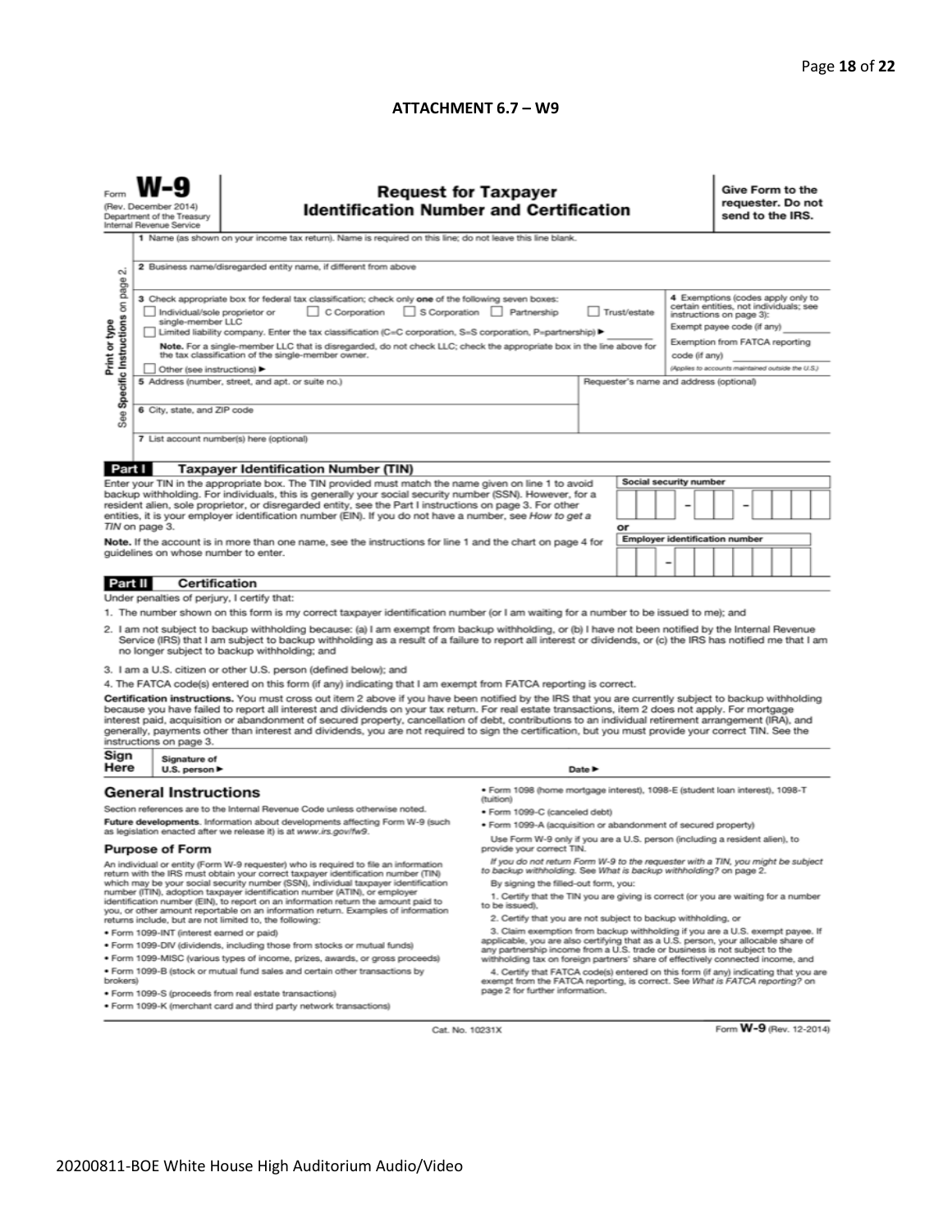**ATTACHMENT 6.7 – W9**

Form **W-9**
(Rev. December 2014)
Department of the Treasury
Internal Revenue Service

# Request for Taxpayer Identification Number and Certification

**Give Form to the requester. Do not send to the IRS.**

Print or type
See Specific Instructions on page 2.

1 Name (as shown on your income tax return). Name is required on this line; do not leave this line blank.

2 Business name/disregarded entity name, if different from above

3 Check appropriate box for federal tax classification; check only **one** of the following seven boxes:
☐ Individual/sole proprietor or single-member LLC ☐ C Corporation ☐ S Corporation ☐ Partnership ☐ Trust/estate
☐ Limited liability company. Enter the tax classification (C=C corporation, S=S corporation, P=partnership) ► ________
**Note.** For a single-member LLC that is disregarded, do not check LLC; check the appropriate box in the line above for the tax classification of the single-member owner.
☐ Other (see instructions) ►

4 Exemptions (codes apply only to certain entities, not individuals; see instructions on page 3):
Exempt payee code (if any) ________
Exemption from FATCA reporting code (if any) ________
(Applies to accounts maintained outside the U.S.)

5 Address (number, street, and apt. or suite no.)

Requester's name and address (optional)

6 City, state, and ZIP code

7 List account number(s) here (optional)

## Part I Taxpayer Identification Number (TIN)

Enter your TIN in the appropriate box. The TIN provided must match the name given on line 1 to avoid backup withholding. For individuals, this is generally your social security number (SSN). However, for a resident alien, sole proprietor, or disregarded entity, see the Part I instructions on page 3. For other entities, it is your employer identification number (EIN). If you do not have a number, see *How to get a TIN* on page 3.

**Note.** If the account is in more than one name, see the instructions for line 1 and the chart on page 4 for guidelines on whose number to enter.

**Social security number**
☐☐☐ – ☐☐ – ☐☐☐☐

**or**

**Employer identification number**
☐☐ – ☐☐☐☐☐☐☐

## Part II Certification

Under penalties of perjury, I certify that:

1. The number shown on this form is my correct taxpayer identification number (or I am waiting for a number to be issued to me); and
2. I am not subject to backup withholding because: (a) I am exempt from backup withholding, or (b) I have not been notified by the Internal Revenue Service (IRS) that I am subject to backup withholding as a result of a failure to report all interest or dividends, or (c) the IRS has notified me that I am no longer subject to backup withholding; and
3. I am a U.S. citizen or other U.S. person (defined below); and
4. The FATCA code(s) entered on this form (if any) indicating that I am exempt from FATCA reporting is correct.

**Certification instructions.** You must cross out item 2 above if you have been notified by the IRS that you are currently subject to backup withholding because you have failed to report all interest and dividends on your tax return. For real estate transactions, item 2 does not apply. For mortgage interest paid, acquisition or abandonment of secured property, cancellation of debt, contributions to an individual retirement arrangement (IRA), and generally, payments other than interest and dividends, you are not required to sign the certification, but you must provide your correct TIN. See the instructions on page 3.

**Sign Here** Signature of U.S. person ► Date ►

## General Instructions

Section references are to the Internal Revenue Code unless otherwise noted.

**Future developments.** Information about developments affecting Form W-9 (such as legislation enacted after we release it) is at *www.irs.gov/fw9*.

### Purpose of Form

An individual or entity (Form W-9 requester) who is required to file an information return with the IRS must obtain your correct taxpayer identification number (TIN) which may be your social security number (SSN), individual taxpayer identification number (ITIN), adoption taxpayer identification number (ATIN), or employer identification number (EIN), to report on an information return the amount paid to you, or other amount reportable on an information return. Examples of information returns include, but are not limited to, the following:

- Form 1099-INT (interest earned or paid)
- Form 1099-DIV (dividends, including those from stocks or mutual funds)
- Form 1099-MISC (various types of income, prizes, awards, or gross proceeds)
- Form 1099-B (stock or mutual fund sales and certain other transactions by brokers)
- Form 1099-S (proceeds from real estate transactions)
- Form 1099-K (merchant card and third party network transactions)
- Form 1098 (home mortgage interest), 1098-E (student loan interest), 1098-T (tuition)
- Form 1099-C (canceled debt)
- Form 1099-A (acquisition or abandonment of secured property)

Use Form W-9 only if you are a U.S. person (including a resident alien), to provide your correct TIN.

*If you do not return Form W-9 to the requester with a TIN, you might be subject to backup withholding. See What is backup withholding? on page 2.*

By signing the filled-out form, you:

1. Certify that the TIN you are giving is correct (or you are waiting for a number to be issued),
2. Certify that you are not subject to backup withholding, or
3. Claim exemption from backup withholding if you are a U.S. exempt payee. If applicable, you are also certifying that as a U.S. person, your allocable share of any partnership income from a U.S. trade or business is not subject to the withholding tax on foreign partners' share of effectively connected income, and
4. Certify that FATCA code(s) entered on this form (if any) indicating that you are exempt from the FATCA reporting, is correct. See *What is FATCA reporting?* on page 2 for further information.

Cat. No. 10231X

Form **W-9** (Rev. 12-2014)

20200811-BOE White House High Auditorium Audio/Video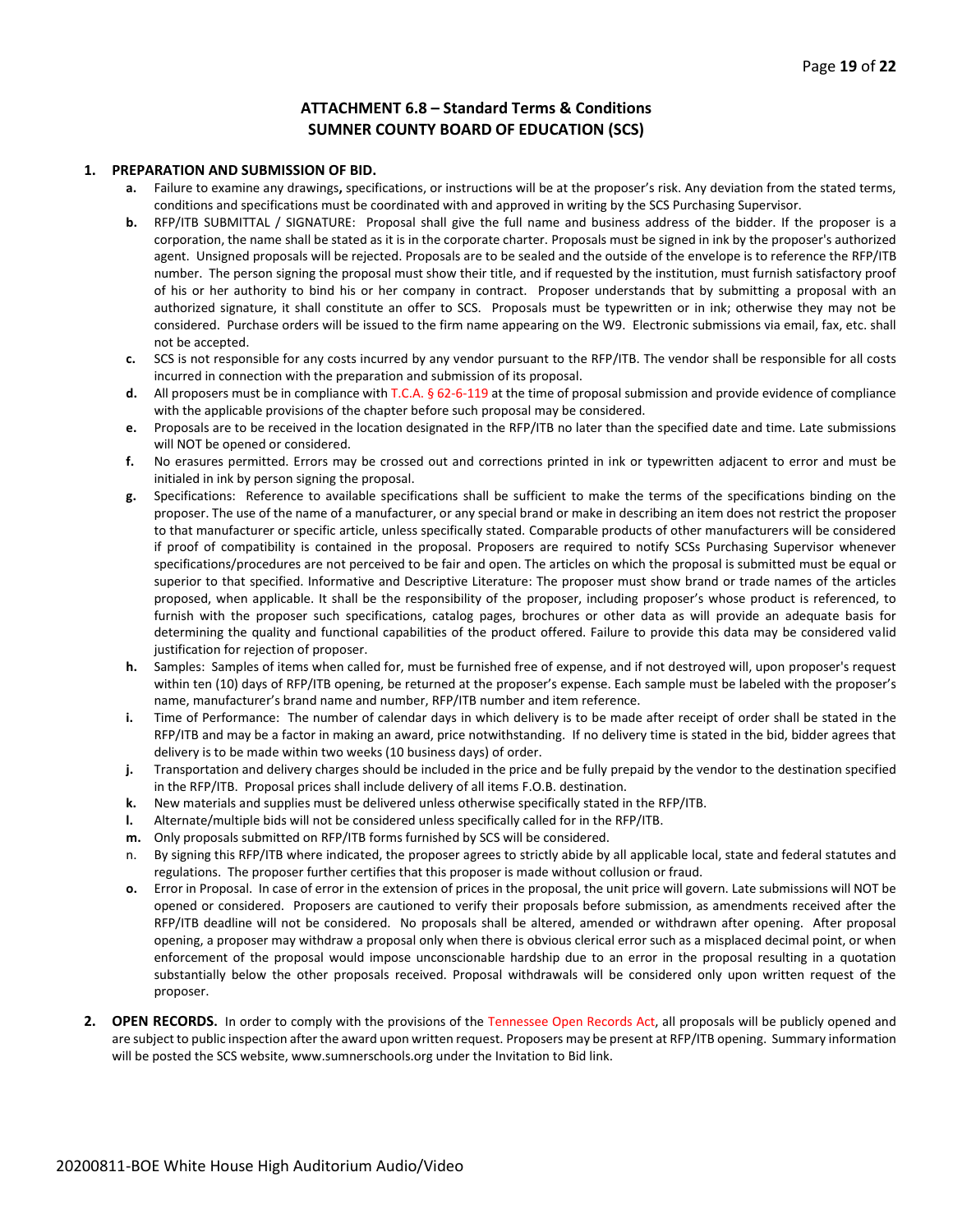## ATTACHMENT 6.8 – Standard Terms & Conditions
## SUMNER COUNTY BOARD OF EDUCATION (SCS)

1. **PREPARATION AND SUBMISSION OF BID.**
   - **a.** Failure to examine any drawings**,** specifications, or instructions will be at the proposer's risk. Any deviation from the stated terms, conditions and specifications must be coordinated with and approved in writing by the SCS Purchasing Supervisor.
   - **b.** RFP/ITB SUBMITTAL / SIGNATURE: Proposal shall give the full name and business address of the bidder. If the proposer is a corporation, the name shall be stated as it is in the corporate charter. Proposals must be signed in ink by the proposer's authorized agent. Unsigned proposals will be rejected. Proposals are to be sealed and the outside of the envelope is to reference the RFP/ITB number. The person signing the proposal must show their title, and if requested by the institution, must furnish satisfactory proof of his or her authority to bind his or her company in contract. Proposer understands that by submitting a proposal with an authorized signature, it shall constitute an offer to SCS. Proposals must be typewritten or in ink; otherwise they may not be considered. Purchase orders will be issued to the firm name appearing on the W9. Electronic submissions via email, fax, etc. shall not be accepted.
   - **c.** SCS is not responsible for any costs incurred by any vendor pursuant to the RFP/ITB. The vendor shall be responsible for all costs incurred in connection with the preparation and submission of its proposal.
   - **d.** All proposers must be in compliance with T.C.A. § 62-6-119 at the time of proposal submission and provide evidence of compliance with the applicable provisions of the chapter before such proposal may be considered.
   - **e.** Proposals are to be received in the location designated in the RFP/ITB no later than the specified date and time. Late submissions will NOT be opened or considered.
   - **f.** No erasures permitted. Errors may be crossed out and corrections printed in ink or typewritten adjacent to error and must be initialed in ink by person signing the proposal.
   - **g.** Specifications: Reference to available specifications shall be sufficient to make the terms of the specifications binding on the proposer. The use of the name of a manufacturer, or any special brand or make in describing an item does not restrict the proposer to that manufacturer or specific article, unless specifically stated. Comparable products of other manufacturers will be considered if proof of compatibility is contained in the proposal. Proposers are required to notify SCSs Purchasing Supervisor whenever specifications/procedures are not perceived to be fair and open. The articles on which the proposal is submitted must be equal or superior to that specified. Informative and Descriptive Literature: The proposer must show brand or trade names of the articles proposed, when applicable. It shall be the responsibility of the proposer, including proposer's whose product is referenced, to furnish with the proposer such specifications, catalog pages, brochures or other data as will provide an adequate basis for determining the quality and functional capabilities of the product offered. Failure to provide this data may be considered valid justification for rejection of proposer.
   - **h.** Samples: Samples of items when called for, must be furnished free of expense, and if not destroyed will, upon proposer's request within ten (10) days of RFP/ITB opening, be returned at the proposer's expense. Each sample must be labeled with the proposer's name, manufacturer's brand name and number, RFP/ITB number and item reference.
   - **i.** Time of Performance: The number of calendar days in which delivery is to be made after receipt of order shall be stated in the RFP/ITB and may be a factor in making an award, price notwithstanding. If no delivery time is stated in the bid, bidder agrees that delivery is to be made within two weeks (10 business days) of order.
   - **j.** Transportation and delivery charges should be included in the price and be fully prepaid by the vendor to the destination specified in the RFP/ITB. Proposal prices shall include delivery of all items F.O.B. destination.
   - **k.** New materials and supplies must be delivered unless otherwise specifically stated in the RFP/ITB.
   - **l.** Alternate/multiple bids will not be considered unless specifically called for in the RFP/ITB.
   - **m.** Only proposals submitted on RFP/ITB forms furnished by SCS will be considered.
   - n. By signing this RFP/ITB where indicated, the proposer agrees to strictly abide by all applicable local, state and federal statutes and regulations. The proposer further certifies that this proposer is made without collusion or fraud.
   - **o.** Error in Proposal. In case of error in the extension of prices in the proposal, the unit price will govern. Late submissions will NOT be opened or considered. Proposers are cautioned to verify their proposals before submission, as amendments received after the RFP/ITB deadline will not be considered. No proposals shall be altered, amended or withdrawn after opening. After proposal opening, a proposer may withdraw a proposal only when there is obvious clerical error such as a misplaced decimal point, or when enforcement of the proposal would impose unconscionable hardship due to an error in the proposal resulting in a quotation substantially below the other proposals received. Proposal withdrawals will be considered only upon written request of the proposer.

2. **OPEN RECORDS.** In order to comply with the provisions of the Tennessee Open Records Act, all proposals will be publicly opened and are subject to public inspection after the award upon written request. Proposers may be present at RFP/ITB opening. Summary information will be posted the SCS website, www.sumnerschools.org under the Invitation to Bid link.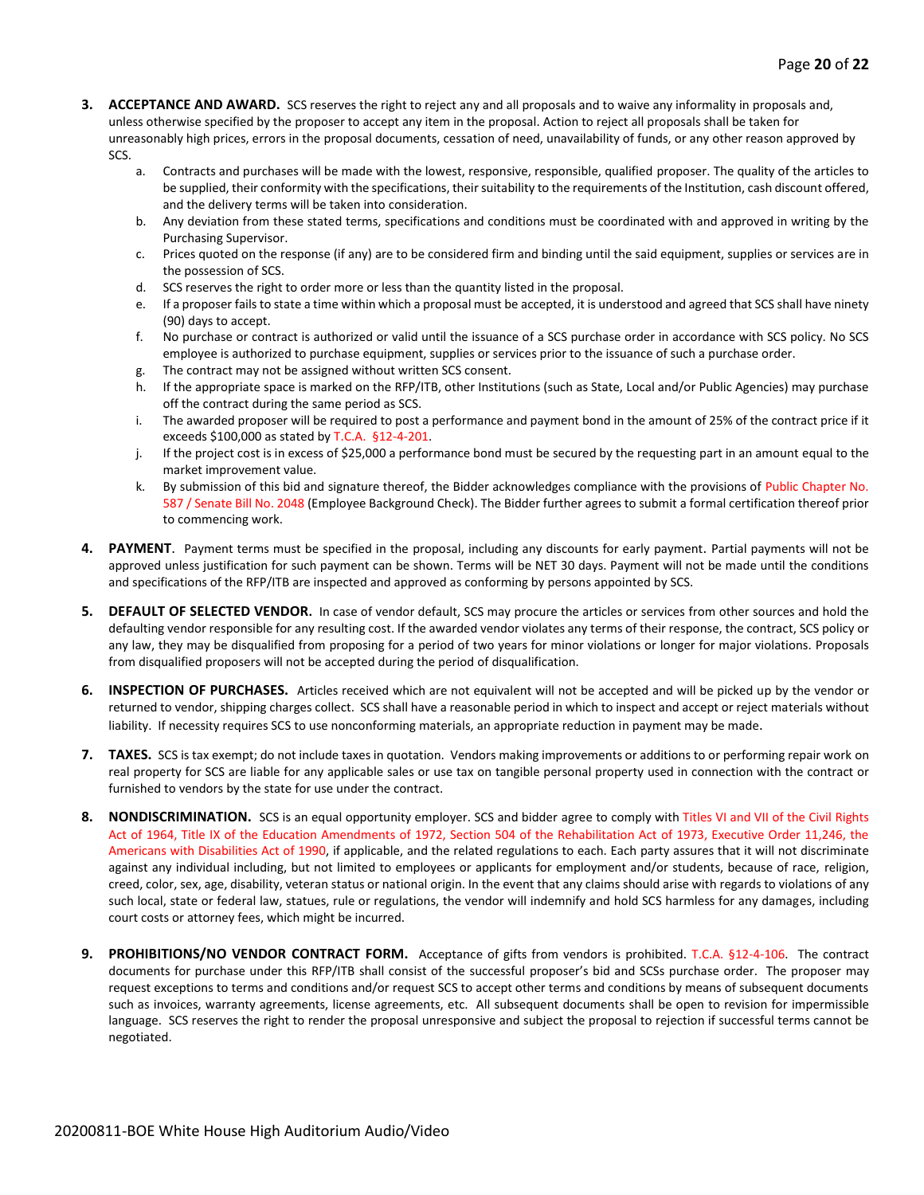3. **ACCEPTANCE AND AWARD.** SCS reserves the right to reject any and all proposals and to waive any informality in proposals and, unless otherwise specified by the proposer to accept any item in the proposal. Action to reject all proposals shall be taken for unreasonably high prices, errors in the proposal documents, cessation of need, unavailability of funds, or any other reason approved by SCS.
   a. Contracts and purchases will be made with the lowest, responsive, responsible, qualified proposer. The quality of the articles to be supplied, their conformity with the specifications, their suitability to the requirements of the Institution, cash discount offered, and the delivery terms will be taken into consideration.
   b. Any deviation from these stated terms, specifications and conditions must be coordinated with and approved in writing by the Purchasing Supervisor.
   c. Prices quoted on the response (if any) are to be considered firm and binding until the said equipment, supplies or services are in the possession of SCS.
   d. SCS reserves the right to order more or less than the quantity listed in the proposal.
   e. If a proposer fails to state a time within which a proposal must be accepted, it is understood and agreed that SCS shall have ninety (90) days to accept.
   f. No purchase or contract is authorized or valid until the issuance of a SCS purchase order in accordance with SCS policy. No SCS employee is authorized to purchase equipment, supplies or services prior to the issuance of such a purchase order.
   g. The contract may not be assigned without written SCS consent.
   h. If the appropriate space is marked on the RFP/ITB, other Institutions (such as State, Local and/or Public Agencies) may purchase off the contract during the same period as SCS.
   i. The awarded proposer will be required to post a performance and payment bond in the amount of 25% of the contract price if it exceeds $100,000 as stated by T.C.A. §12-4-201.
   j. If the project cost is in excess of $25,000 a performance bond must be secured by the requesting part in an amount equal to the market improvement value.
   k. By submission of this bid and signature thereof, the Bidder acknowledges compliance with the provisions of Public Chapter No. 587 / Senate Bill No. 2048 (Employee Background Check). The Bidder further agrees to submit a formal certification thereof prior to commencing work.

4. **PAYMENT**. Payment terms must be specified in the proposal, including any discounts for early payment. Partial payments will not be approved unless justification for such payment can be shown. Terms will be NET 30 days. Payment will not be made until the conditions and specifications of the RFP/ITB are inspected and approved as conforming by persons appointed by SCS.

5. **DEFAULT OF SELECTED VENDOR.** In case of vendor default, SCS may procure the articles or services from other sources and hold the defaulting vendor responsible for any resulting cost. If the awarded vendor violates any terms of their response, the contract, SCS policy or any law, they may be disqualified from proposing for a period of two years for minor violations or longer for major violations. Proposals from disqualified proposers will not be accepted during the period of disqualification.

6. **INSPECTION OF PURCHASES.** Articles received which are not equivalent will not be accepted and will be picked up by the vendor or returned to vendor, shipping charges collect. SCS shall have a reasonable period in which to inspect and accept or reject materials without liability. If necessity requires SCS to use nonconforming materials, an appropriate reduction in payment may be made.

7. **TAXES.** SCS is tax exempt; do not include taxes in quotation. Vendors making improvements or additions to or performing repair work on real property for SCS are liable for any applicable sales or use tax on tangible personal property used in connection with the contract or furnished to vendors by the state for use under the contract.

8. **NONDISCRIMINATION.** SCS is an equal opportunity employer. SCS and bidder agree to comply with Titles VI and VII of the Civil Rights Act of 1964, Title IX of the Education Amendments of 1972, Section 504 of the Rehabilitation Act of 1973, Executive Order 11,246, the Americans with Disabilities Act of 1990, if applicable, and the related regulations to each. Each party assures that it will not discriminate against any individual including, but not limited to employees or applicants for employment and/or students, because of race, religion, creed, color, sex, age, disability, veteran status or national origin. In the event that any claims should arise with regards to violations of any such local, state or federal law, statues, rule or regulations, the vendor will indemnify and hold SCS harmless for any damages, including court costs or attorney fees, which might be incurred.

9. **PROHIBITIONS/NO VENDOR CONTRACT FORM.** Acceptance of gifts from vendors is prohibited. T.C.A. §12-4-106. The contract documents for purchase under this RFP/ITB shall consist of the successful proposer's bid and SCSs purchase order. The proposer may request exceptions to terms and conditions and/or request SCS to accept other terms and conditions by means of subsequent documents such as invoices, warranty agreements, license agreements, etc. All subsequent documents shall be open to revision for impermissible language. SCS reserves the right to render the proposal unresponsive and subject the proposal to rejection if successful terms cannot be negotiated.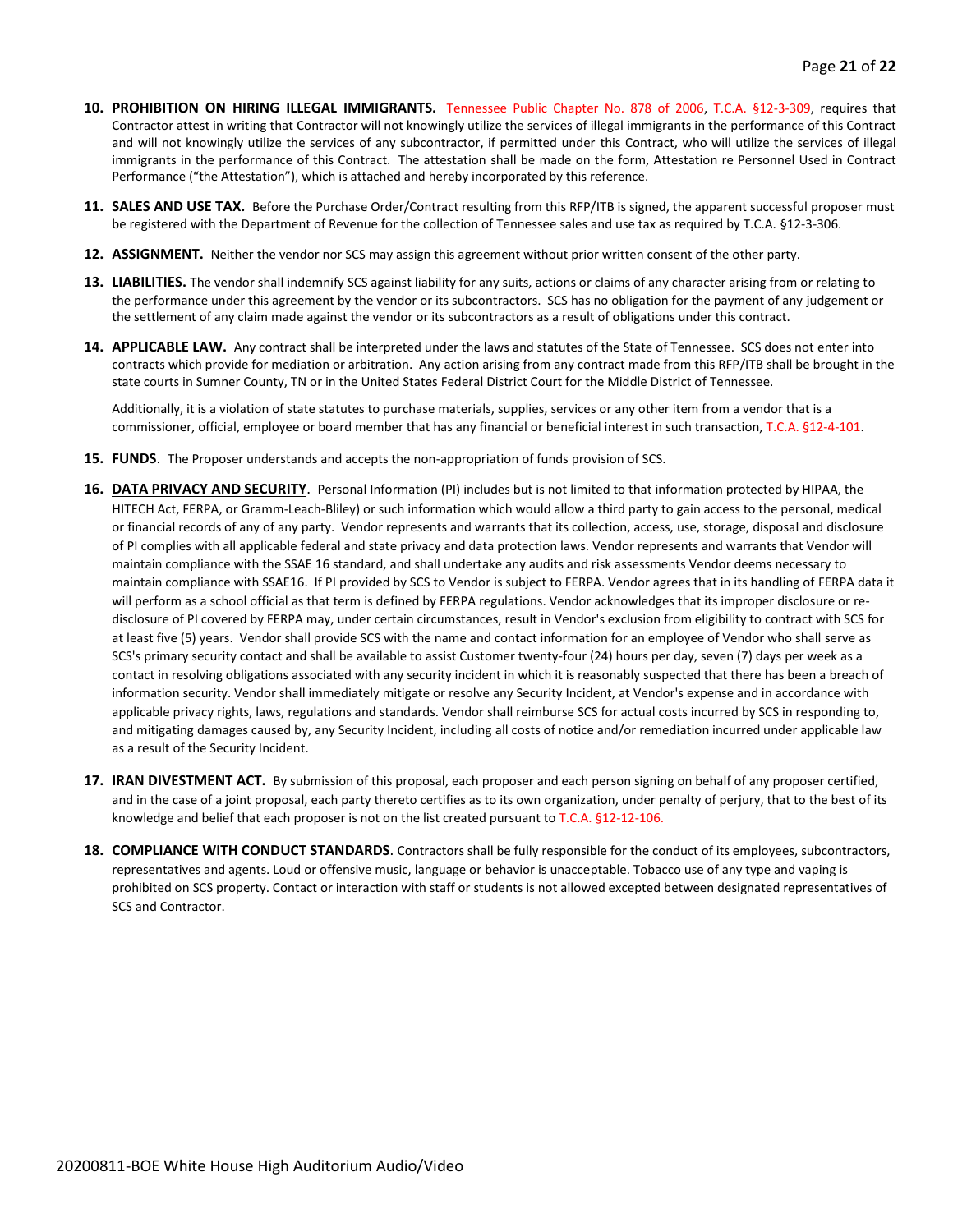10. **PROHIBITION ON HIRING ILLEGAL IMMIGRANTS.** Tennessee Public Chapter No. 878 of 2006, T.C.A. §12-3-309, requires that Contractor attest in writing that Contractor will not knowingly utilize the services of illegal immigrants in the performance of this Contract and will not knowingly utilize the services of any subcontractor, if permitted under this Contract, who will utilize the services of illegal immigrants in the performance of this Contract. The attestation shall be made on the form, Attestation re Personnel Used in Contract Performance ("the Attestation"), which is attached and hereby incorporated by this reference.

11. **SALES AND USE TAX.** Before the Purchase Order/Contract resulting from this RFP/ITB is signed, the apparent successful proposer must be registered with the Department of Revenue for the collection of Tennessee sales and use tax as required by T.C.A. §12-3-306.

12. **ASSIGNMENT.** Neither the vendor nor SCS may assign this agreement without prior written consent of the other party.

13. **LIABILITIES.** The vendor shall indemnify SCS against liability for any suits, actions or claims of any character arising from or relating to the performance under this agreement by the vendor or its subcontractors. SCS has no obligation for the payment of any judgement or the settlement of any claim made against the vendor or its subcontractors as a result of obligations under this contract.

14. **APPLICABLE LAW.** Any contract shall be interpreted under the laws and statutes of the State of Tennessee. SCS does not enter into contracts which provide for mediation or arbitration. Any action arising from any contract made from this RFP/ITB shall be brought in the state courts in Sumner County, TN or in the United States Federal District Court for the Middle District of Tennessee.

    Additionally, it is a violation of state statutes to purchase materials, supplies, services or any other item from a vendor that is a commissioner, official, employee or board member that has any financial or beneficial interest in such transaction, T.C.A. §12-4-101.

15. **FUNDS**. The Proposer understands and accepts the non-appropriation of funds provision of SCS.

16. **DATA PRIVACY AND SECURITY**. Personal Information (PI) includes but is not limited to that information protected by HIPAA, the HITECH Act, FERPA, or Gramm-Leach-Bliley) or such information which would allow a third party to gain access to the personal, medical or financial records of any of any party. Vendor represents and warrants that its collection, access, use, storage, disposal and disclosure of PI complies with all applicable federal and state privacy and data protection laws. Vendor represents and warrants that Vendor will maintain compliance with the SSAE 16 standard, and shall undertake any audits and risk assessments Vendor deems necessary to maintain compliance with SSAE16. If PI provided by SCS to Vendor is subject to FERPA. Vendor agrees that in its handling of FERPA data it will perform as a school official as that term is defined by FERPA regulations. Vendor acknowledges that its improper disclosure or re-disclosure of PI covered by FERPA may, under certain circumstances, result in Vendor's exclusion from eligibility to contract with SCS for at least five (5) years. Vendor shall provide SCS with the name and contact information for an employee of Vendor who shall serve as SCS's primary security contact and shall be available to assist Customer twenty-four (24) hours per day, seven (7) days per week as a contact in resolving obligations associated with any security incident in which it is reasonably suspected that there has been a breach of information security. Vendor shall immediately mitigate or resolve any Security Incident, at Vendor's expense and in accordance with applicable privacy rights, laws, regulations and standards. Vendor shall reimburse SCS for actual costs incurred by SCS in responding to, and mitigating damages caused by, any Security Incident, including all costs of notice and/or remediation incurred under applicable law as a result of the Security Incident.

17. **IRAN DIVESTMENT ACT.** By submission of this proposal, each proposer and each person signing on behalf of any proposer certified, and in the case of a joint proposal, each party thereto certifies as to its own organization, under penalty of perjury, that to the best of its knowledge and belief that each proposer is not on the list created pursuant to T.C.A. §12-12-106.

18. **COMPLIANCE WITH CONDUCT STANDARDS**. Contractors shall be fully responsible for the conduct of its employees, subcontractors, representatives and agents. Loud or offensive music, language or behavior is unacceptable. Tobacco use of any type and vaping is prohibited on SCS property. Contact or interaction with staff or students is not allowed excepted between designated representatives of SCS and Contractor.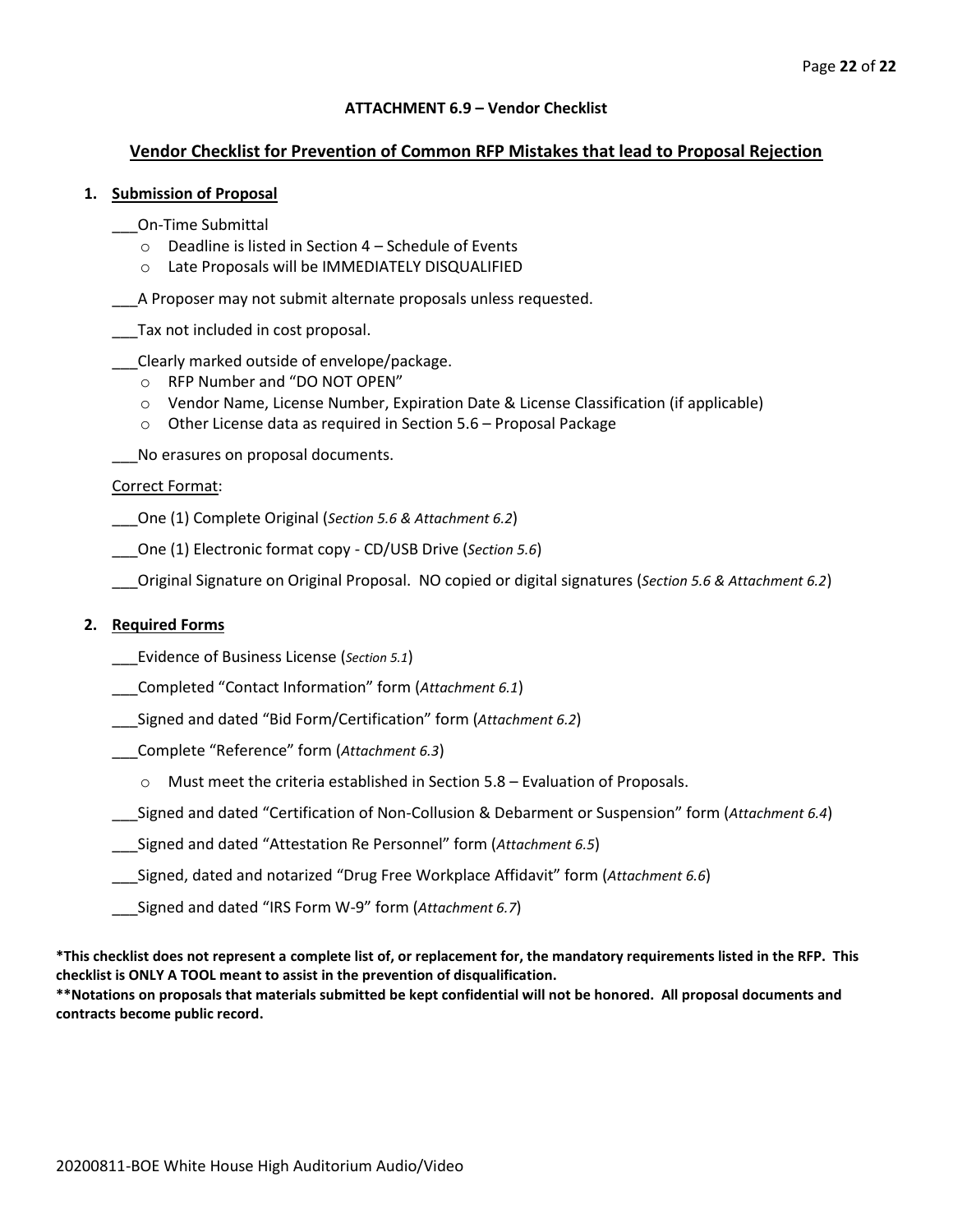### ATTACHMENT 6.9 – Vendor Checklist

## Vendor Checklist for Prevention of Common RFP Mistakes that lead to Proposal Rejection

1. **Submission of Proposal**

   ___On-Time Submittal
   - Deadline is listed in Section 4 – Schedule of Events
   - Late Proposals will be IMMEDIATELY DISQUALIFIED

   ___A Proposer may not submit alternate proposals unless requested.

   ___Tax not included in cost proposal.

   ___Clearly marked outside of envelope/package.
   - RFP Number and "DO NOT OPEN"
   - Vendor Name, License Number, Expiration Date & License Classification (if applicable)
   - Other License data as required in Section 5.6 – Proposal Package

   ___No erasures on proposal documents.

   Correct Format:

   ___One (1) Complete Original (*Section 5.6 & Attachment 6.2*)

   ___One (1) Electronic format copy - CD/USB Drive (*Section 5.6*)

   ___Original Signature on Original Proposal. NO copied or digital signatures (*Section 5.6 & Attachment 6.2*)

2. **Required Forms**

   ___Evidence of Business License (*Section 5.1*)

   ___Completed "Contact Information" form (*Attachment 6.1*)

   ___Signed and dated "Bid Form/Certification" form (*Attachment 6.2*)

   ___Complete "Reference" form (*Attachment 6.3*)
   - Must meet the criteria established in Section 5.8 – Evaluation of Proposals.

   ___Signed and dated "Certification of Non-Collusion & Debarment or Suspension" form (*Attachment 6.4*)

   ___Signed and dated "Attestation Re Personnel" form (*Attachment 6.5*)

   ___Signed, dated and notarized "Drug Free Workplace Affidavit" form (*Attachment 6.6*)

   ___Signed and dated "IRS Form W-9" form (*Attachment 6.7*)

**\*This checklist does not represent a complete list of, or replacement for, the mandatory requirements listed in the RFP. This checklist is ONLY A TOOL meant to assist in the prevention of disqualification.**
**\*\*Notations on proposals that materials submitted be kept confidential will not be honored. All proposal documents and contracts become public record.**